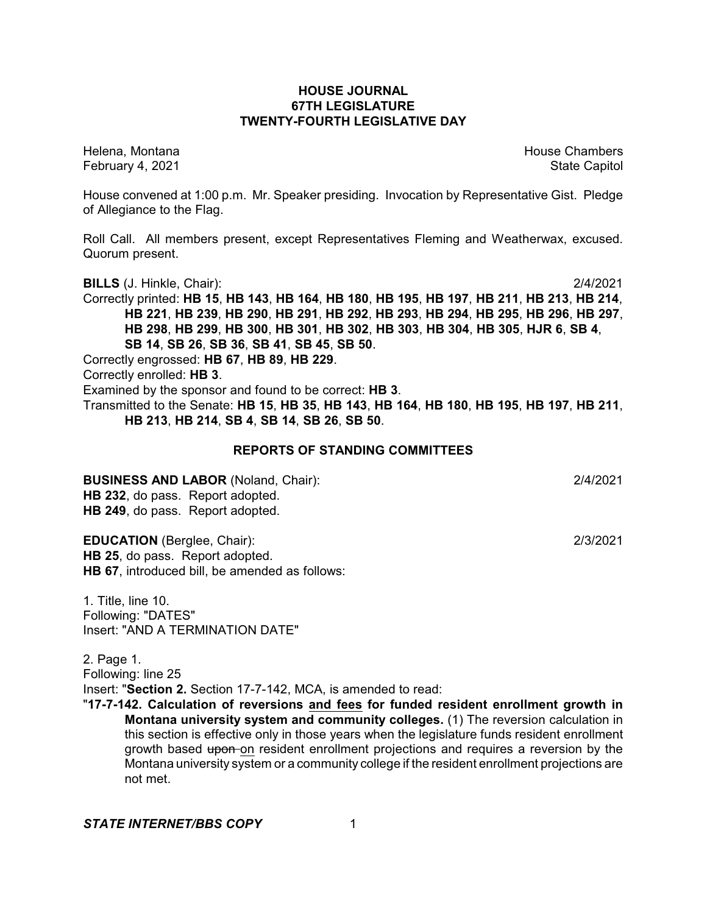# HOUSE JOURNAL
## 67TH LEGISLATURE
## TWENTY-FOURTH LEGISLATIVE DAY

Helena, Montana | House Chambers
February 4, 2021 | State Capitol

House convened at 1:00 p.m. Mr. Speaker presiding. Invocation by Representative Gist. Pledge of Allegiance to the Flag.

Roll Call. All members present, except Representatives Fleming and Weatherwax, excused. Quorum present.

**BILLS** (J. Hinkle, Chair): 2/4/2021

Correctly printed: **HB 15**, **HB 143**, **HB 164**, **HB 180**, **HB 195**, **HB 197**, **HB 211**, **HB 213**, **HB 214**, **HB 221**, **HB 239**, **HB 290**, **HB 291**, **HB 292**, **HB 293**, **HB 294**, **HB 295**, **HB 296**, **HB 297**, **HB 298**, **HB 299**, **HB 300**, **HB 301**, **HB 302**, **HB 303**, **HB 304**, **HB 305**, **HJR 6**, **SB 4**, **SB 14**, **SB 26**, **SB 36**, **SB 41**, **SB 45**, **SB 50**.

Correctly engrossed: **HB 67**, **HB 89**, **HB 229**.

Correctly enrolled: **HB 3**.

Examined by the sponsor and found to be correct: **HB 3**.

Transmitted to the Senate: **HB 15**, **HB 35**, **HB 143**, **HB 164**, **HB 180**, **HB 195**, **HB 197**, **HB 211**, **HB 213**, **HB 214**, **SB 4**, **SB 14**, **SB 26**, **SB 50**.

## REPORTS OF STANDING COMMITTEES

**BUSINESS AND LABOR** (Noland, Chair): 2/4/2021

**HB 232**, do pass. Report adopted.
**HB 249**, do pass. Report adopted.

**EDUCATION** (Berglee, Chair): 2/3/2021

**HB 25**, do pass. Report adopted.
**HB 67**, introduced bill, be amended as follows:

1. Title, line 10.
Following: "DATES"
Insert: "AND A TERMINATION DATE"

2. Page 1.
Following: line 25
Insert: "**Section 2.** Section 17-7-142, MCA, is amended to read:

"**17-7-142. Calculation of reversions <u>and fees</u> for funded resident enrollment growth in Montana university system and community colleges.** (1) The reversion calculation in this section is effective only in those years when the legislature funds resident enrollment growth based ~~upon~~ <u>on</u> resident enrollment projections and requires a reversion by the Montana university system or a community college if the resident enrollment projections are not met.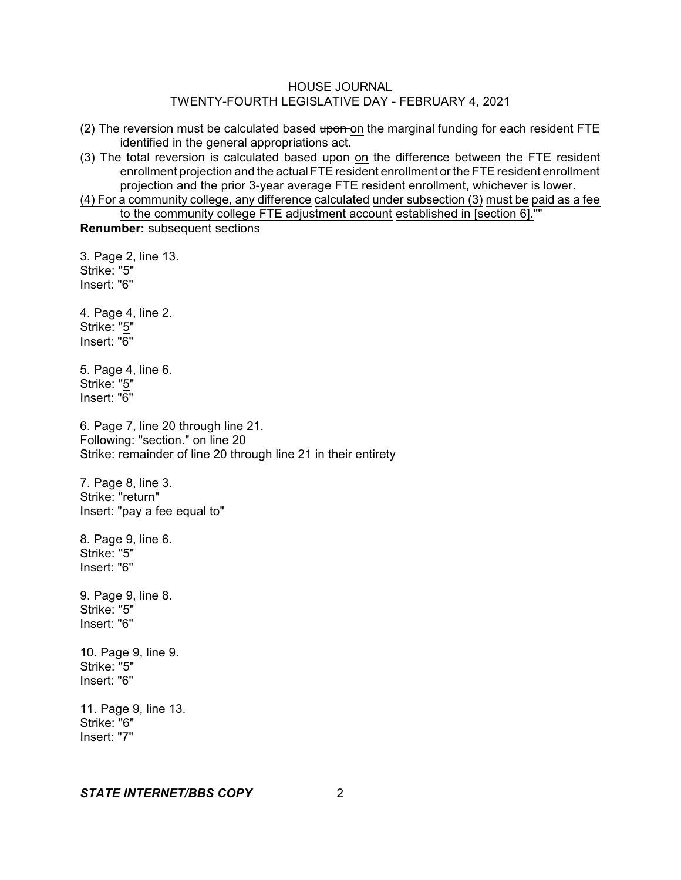(2) The reversion must be calculated based ~~upon~~ on the marginal funding for each resident FTE identified in the general appropriations act.

(3) The total reversion is calculated based ~~upon~~ on the difference between the FTE resident enrollment projection and the actual FTE resident enrollment or the FTE resident enrollment projection and the prior 3-year average FTE resident enrollment, whichever is lower.

(4) For a community college, any difference calculated under subsection (3) must be paid as a fee to the community college FTE adjustment account established in [section 6].""

**Renumber:** subsequent sections

3. Page 2, line 13.
Strike: "5"
Insert: "6"

4. Page 4, line 2.
Strike: "5"
Insert: "6"

5. Page 4, line 6.
Strike: "5"
Insert: "6"

6. Page 7, line 20 through line 21.
Following: "section." on line 20
Strike: remainder of line 20 through line 21 in their entirety

7. Page 8, line 3.
Strike: "return"
Insert: "pay a fee equal to"

8. Page 9, line 6.
Strike: "5"
Insert: "6"

9. Page 9, line 8.
Strike: "5"
Insert: "6"

10. Page 9, line 9.
Strike: "5"
Insert: "6"

11. Page 9, line 13.
Strike: "6"
Insert: "7"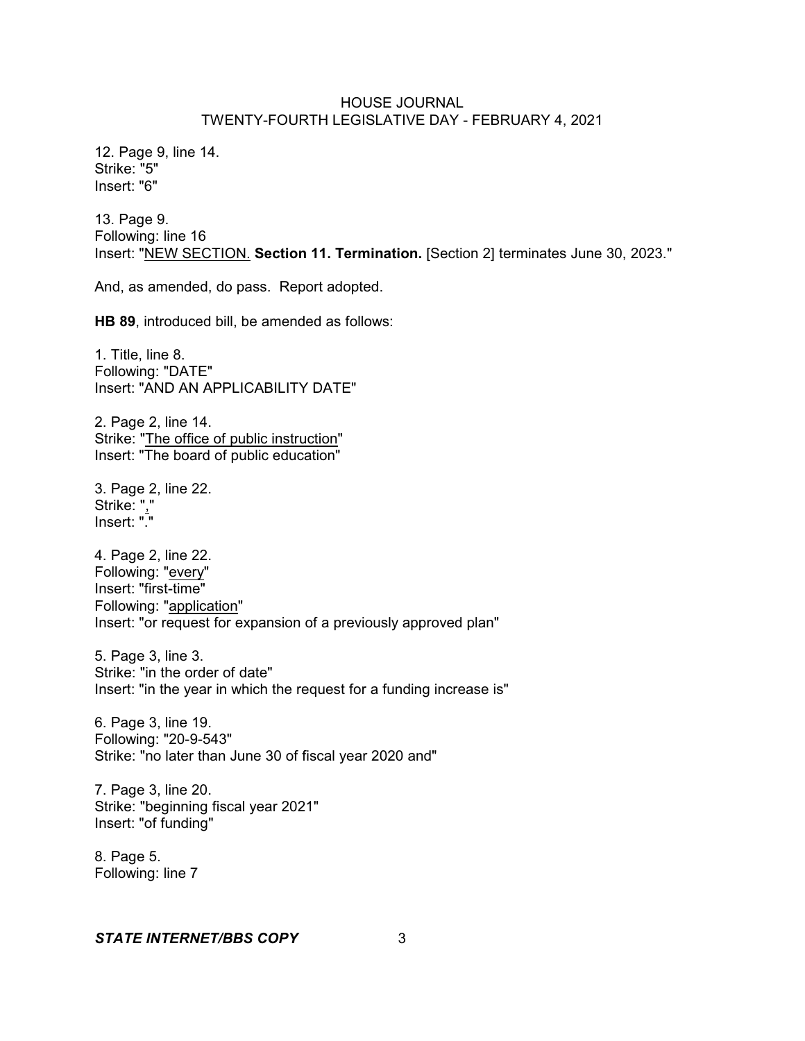12. Page 9, line 14.
Strike: "5"
Insert: "6"

13. Page 9.
Following: line 16
Insert: "NEW SECTION. **Section 11. Termination.** [Section 2] terminates June 30, 2023."

And, as amended, do pass. Report adopted.

**HB 89**, introduced bill, be amended as follows:

1. Title, line 8.
Following: "DATE"
Insert: "AND AN APPLICABILITY DATE"

2. Page 2, line 14.
Strike: "The office of public instruction"
Insert: "The board of public education"

3. Page 2, line 22.
Strike: ","
Insert: "."

4. Page 2, line 22.
Following: "every"
Insert: "first-time"
Following: "application"
Insert: "or request for expansion of a previously approved plan"

5. Page 3, line 3.
Strike: "in the order of date"
Insert: "in the year in which the request for a funding increase is"

6. Page 3, line 19.
Following: "20-9-543"
Strike: "no later than June 30 of fiscal year 2020 and"

7. Page 3, line 20.
Strike: "beginning fiscal year 2021"
Insert: "of funding"

8. Page 5.
Following: line 7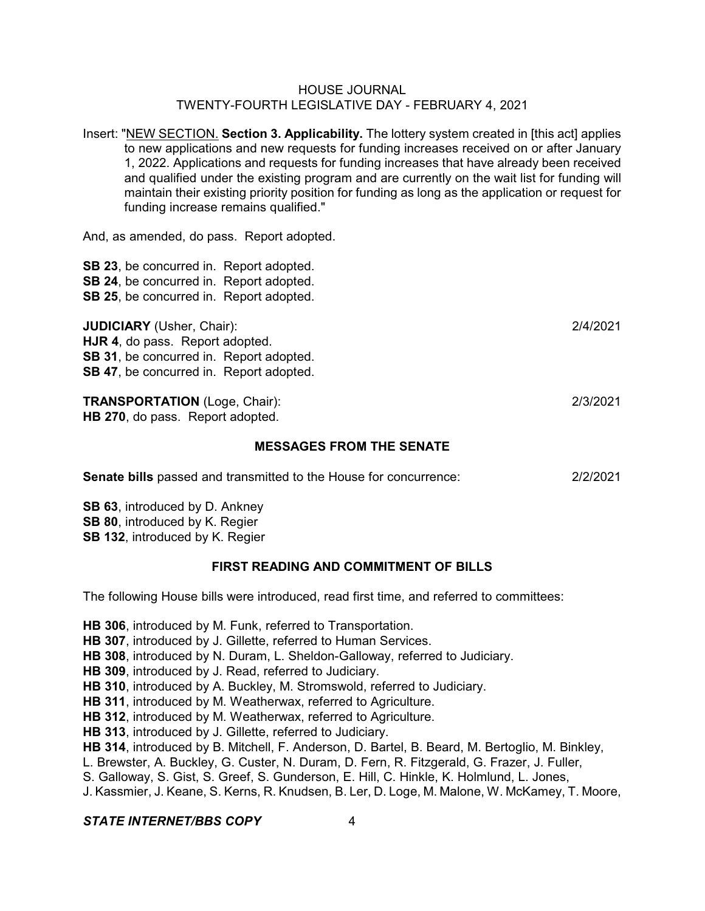Insert: "NEW SECTION. **Section 3. Applicability.** The lottery system created in [this act] applies to new applications and new requests for funding increases received on or after January 1, 2022. Applications and requests for funding increases that have already been received and qualified under the existing program and are currently on the wait list for funding will maintain their existing priority position for funding as long as the application or request for funding increase remains qualified."

And, as amended, do pass. Report adopted.

**SB 23**, be concurred in. Report adopted.
**SB 24**, be concurred in. Report adopted.
**SB 25**, be concurred in. Report adopted.

**JUDICIARY** (Usher, Chair): 2/4/2021
**HJR 4**, do pass. Report adopted.
**SB 31**, be concurred in. Report adopted.
**SB 47**, be concurred in. Report adopted.

**TRANSPORTATION** (Loge, Chair): 2/3/2021
**HB 270**, do pass. Report adopted.

## MESSAGES FROM THE SENATE

**Senate bills** passed and transmitted to the House for concurrence: 2/2/2021

**SB 63**, introduced by D. Ankney
**SB 80**, introduced by K. Regier
**SB 132**, introduced by K. Regier

## FIRST READING AND COMMITMENT OF BILLS

The following House bills were introduced, read first time, and referred to committees:

**HB 306**, introduced by M. Funk, referred to Transportation.
**HB 307**, introduced by J. Gillette, referred to Human Services.
**HB 308**, introduced by N. Duram, L. Sheldon-Galloway, referred to Judiciary.
**HB 309**, introduced by J. Read, referred to Judiciary.
**HB 310**, introduced by A. Buckley, M. Stromswold, referred to Judiciary.
**HB 311**, introduced by M. Weatherwax, referred to Agriculture.
**HB 312**, introduced by M. Weatherwax, referred to Agriculture.
**HB 313**, introduced by J. Gillette, referred to Judiciary.
**HB 314**, introduced by B. Mitchell, F. Anderson, D. Bartel, B. Beard, M. Bertoglio, M. Binkley, L. Brewster, A. Buckley, G. Custer, N. Duram, D. Fern, R. Fitzgerald, G. Frazer, J. Fuller, S. Galloway, S. Gist, S. Greef, S. Gunderson, E. Hill, C. Hinkle, K. Holmlund, L. Jones, J. Kassmier, J. Keane, S. Kerns, R. Knudsen, B. Ler, D. Loge, M. Malone, W. McKamey, T. Moore,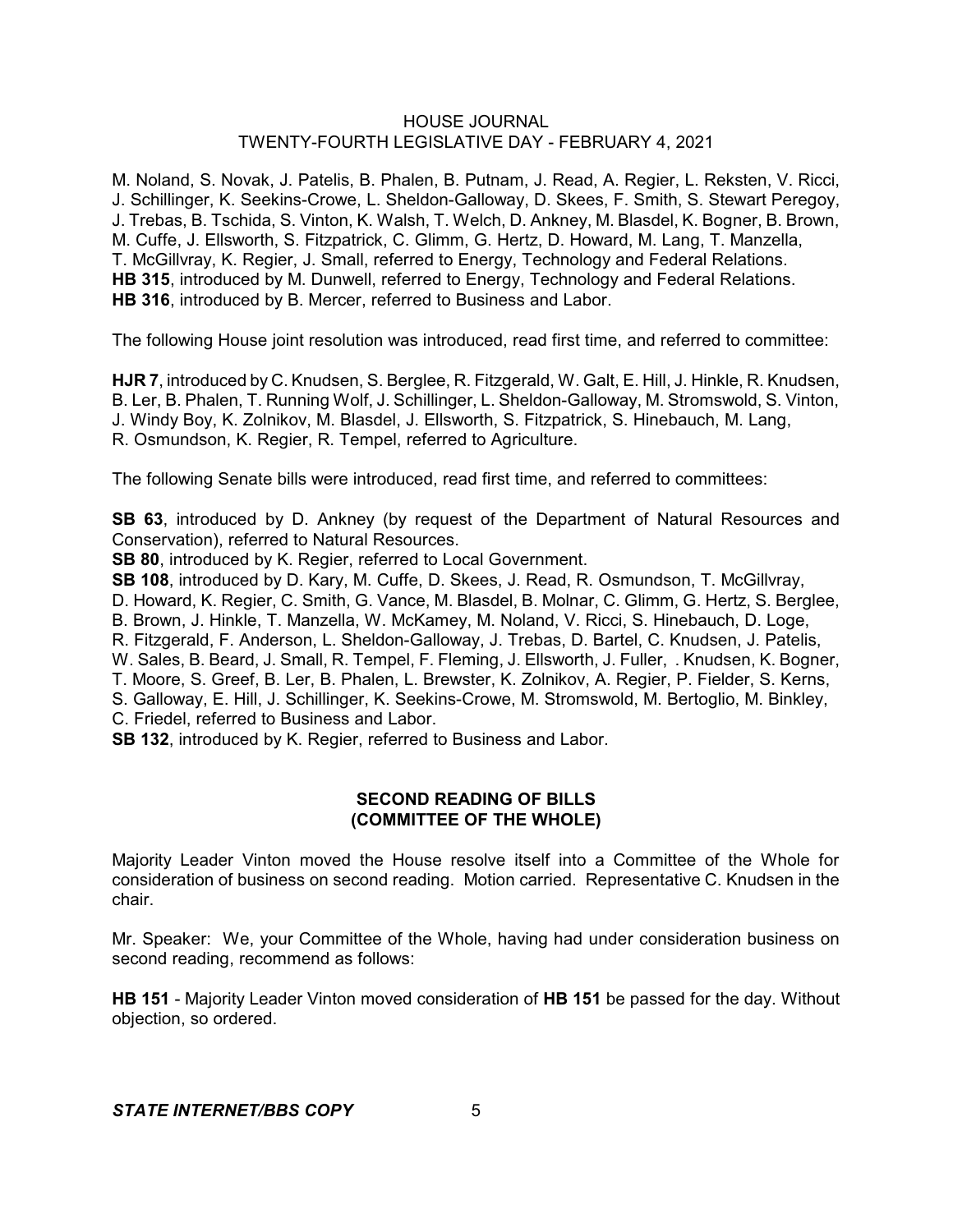M. Noland, S. Novak, J. Patelis, B. Phalen, B. Putnam, J. Read, A. Regier, L. Reksten, V. Ricci, J. Schillinger, K. Seekins-Crowe, L. Sheldon-Galloway, D. Skees, F. Smith, S. Stewart Peregoy, J. Trebas, B. Tschida, S. Vinton, K. Walsh, T. Welch, D. Ankney, M. Blasdel, K. Bogner, B. Brown, M. Cuffe, J. Ellsworth, S. Fitzpatrick, C. Glimm, G. Hertz, D. Howard, M. Lang, T. Manzella, T. McGillvray, K. Regier, J. Small, referred to Energy, Technology and Federal Relations.
**HB 315**, introduced by M. Dunwell, referred to Energy, Technology and Federal Relations.
**HB 316**, introduced by B. Mercer, referred to Business and Labor.

The following House joint resolution was introduced, read first time, and referred to committee:

**HJR 7**, introduced by C. Knudsen, S. Berglee, R. Fitzgerald, W. Galt, E. Hill, J. Hinkle, R. Knudsen, B. Ler, B. Phalen, T. Running Wolf, J. Schillinger, L. Sheldon-Galloway, M. Stromswold, S. Vinton, J. Windy Boy, K. Zolnikov, M. Blasdel, J. Ellsworth, S. Fitzpatrick, S. Hinebauch, M. Lang, R. Osmundson, K. Regier, R. Tempel, referred to Agriculture.

The following Senate bills were introduced, read first time, and referred to committees:

**SB 63**, introduced by D. Ankney (by request of the Department of Natural Resources and Conservation), referred to Natural Resources.
**SB 80**, introduced by K. Regier, referred to Local Government.
**SB 108**, introduced by D. Kary, M. Cuffe, D. Skees, J. Read, R. Osmundson, T. McGillvray, D. Howard, K. Regier, C. Smith, G. Vance, M. Blasdel, B. Molnar, C. Glimm, G. Hertz, S. Berglee, B. Brown, J. Hinkle, T. Manzella, W. McKamey, M. Noland, V. Ricci, S. Hinebauch, D. Loge, R. Fitzgerald, F. Anderson, L. Sheldon-Galloway, J. Trebas, D. Bartel, C. Knudsen, J. Patelis, W. Sales, B. Beard, J. Small, R. Tempel, F. Fleming, J. Ellsworth, J. Fuller, . Knudsen, K. Bogner, T. Moore, S. Greef, B. Ler, B. Phalen, L. Brewster, K. Zolnikov, A. Regier, P. Fielder, S. Kerns, S. Galloway, E. Hill, J. Schillinger, K. Seekins-Crowe, M. Stromswold, M. Bertoglio, M. Binkley, C. Friedel, referred to Business and Labor.
**SB 132**, introduced by K. Regier, referred to Business and Labor.

## SECOND READING OF BILLS (COMMITTEE OF THE WHOLE)

Majority Leader Vinton moved the House resolve itself into a Committee of the Whole for consideration of business on second reading. Motion carried. Representative C. Knudsen in the chair.

Mr. Speaker: We, your Committee of the Whole, having had under consideration business on second reading, recommend as follows:

**HB 151** - Majority Leader Vinton moved consideration of **HB 151** be passed for the day. Without objection, so ordered.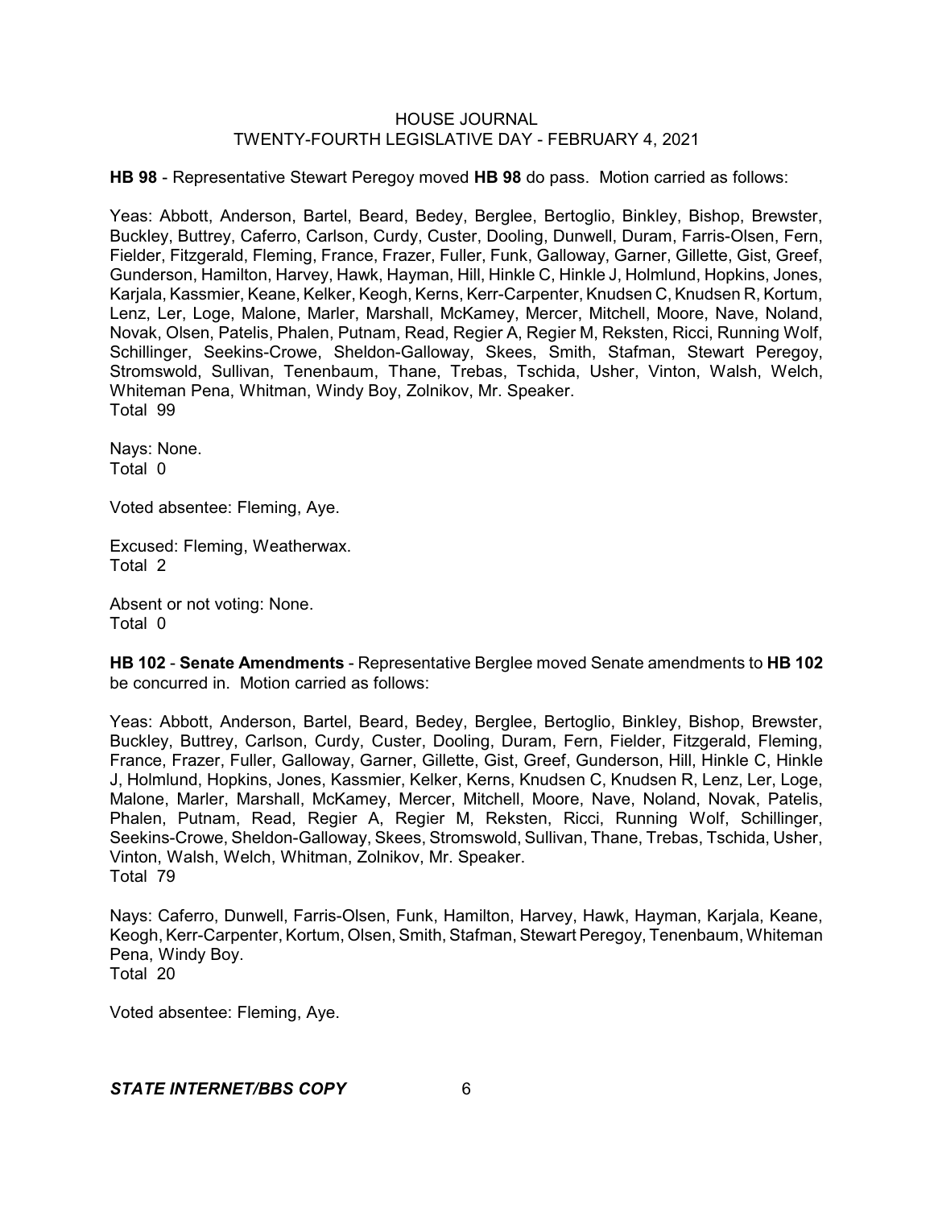**HB 98** - Representative Stewart Peregoy moved **HB 98** do pass. Motion carried as follows:

Yeas: Abbott, Anderson, Bartel, Beard, Bedey, Berglee, Bertoglio, Binkley, Bishop, Brewster, Buckley, Buttrey, Caferro, Carlson, Curdy, Custer, Dooling, Dunwell, Duram, Farris-Olsen, Fern, Fielder, Fitzgerald, Fleming, France, Frazer, Fuller, Funk, Galloway, Garner, Gillette, Gist, Greef, Gunderson, Hamilton, Harvey, Hawk, Hayman, Hill, Hinkle C, Hinkle J, Holmlund, Hopkins, Jones, Karjala, Kassmier, Keane, Kelker, Keogh, Kerns, Kerr-Carpenter, Knudsen C, Knudsen R, Kortum, Lenz, Ler, Loge, Malone, Marler, Marshall, McKamey, Mercer, Mitchell, Moore, Nave, Noland, Novak, Olsen, Patelis, Phalen, Putnam, Read, Regier A, Regier M, Reksten, Ricci, Running Wolf, Schillinger, Seekins-Crowe, Sheldon-Galloway, Skees, Smith, Stafman, Stewart Peregoy, Stromswold, Sullivan, Tenenbaum, Thane, Trebas, Tschida, Usher, Vinton, Walsh, Welch, Whiteman Pena, Whitman, Windy Boy, Zolnikov, Mr. Speaker.
Total 99

Nays: None.
Total 0

Voted absentee: Fleming, Aye.

Excused: Fleming, Weatherwax.
Total 2

Absent or not voting: None.
Total 0

**HB 102** - **Senate Amendments** - Representative Berglee moved Senate amendments to **HB 102** be concurred in. Motion carried as follows:

Yeas: Abbott, Anderson, Bartel, Beard, Bedey, Berglee, Bertoglio, Binkley, Bishop, Brewster, Buckley, Buttrey, Carlson, Curdy, Custer, Dooling, Duram, Fern, Fielder, Fitzgerald, Fleming, France, Frazer, Fuller, Galloway, Garner, Gillette, Gist, Greef, Gunderson, Hill, Hinkle C, Hinkle J, Holmlund, Hopkins, Jones, Kassmier, Kelker, Kerns, Knudsen C, Knudsen R, Lenz, Ler, Loge, Malone, Marler, Marshall, McKamey, Mercer, Mitchell, Moore, Nave, Noland, Novak, Patelis, Phalen, Putnam, Read, Regier A, Regier M, Reksten, Ricci, Running Wolf, Schillinger, Seekins-Crowe, Sheldon-Galloway, Skees, Stromswold, Sullivan, Thane, Trebas, Tschida, Usher, Vinton, Walsh, Welch, Whitman, Zolnikov, Mr. Speaker.
Total 79

Nays: Caferro, Dunwell, Farris-Olsen, Funk, Hamilton, Harvey, Hawk, Hayman, Karjala, Keane, Keogh, Kerr-Carpenter, Kortum, Olsen, Smith, Stafman, Stewart Peregoy, Tenenbaum, Whiteman Pena, Windy Boy.
Total 20

Voted absentee: Fleming, Aye.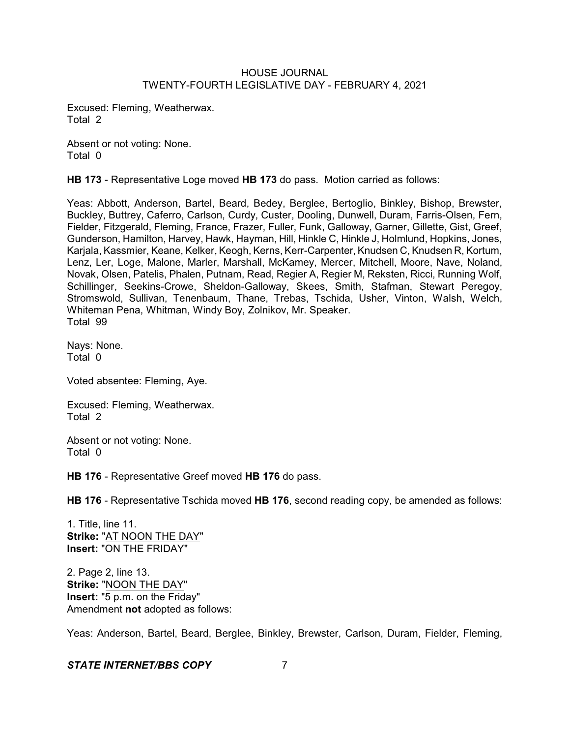Excused: Fleming, Weatherwax.
Total 2

Absent or not voting: None.
Total 0

**HB 173** - Representative Loge moved **HB 173** do pass. Motion carried as follows:

Yeas: Abbott, Anderson, Bartel, Beard, Bedey, Berglee, Bertoglio, Binkley, Bishop, Brewster, Buckley, Buttrey, Caferro, Carlson, Curdy, Custer, Dooling, Dunwell, Duram, Farris-Olsen, Fern, Fielder, Fitzgerald, Fleming, France, Frazer, Fuller, Funk, Galloway, Garner, Gillette, Gist, Greef, Gunderson, Hamilton, Harvey, Hawk, Hayman, Hill, Hinkle C, Hinkle J, Holmlund, Hopkins, Jones, Karjala, Kassmier, Keane, Kelker, Keogh, Kerns, Kerr-Carpenter, Knudsen C, Knudsen R, Kortum, Lenz, Ler, Loge, Malone, Marler, Marshall, McKamey, Mercer, Mitchell, Moore, Nave, Noland, Novak, Olsen, Patelis, Phalen, Putnam, Read, Regier A, Regier M, Reksten, Ricci, Running Wolf, Schillinger, Seekins-Crowe, Sheldon-Galloway, Skees, Smith, Stafman, Stewart Peregoy, Stromswold, Sullivan, Tenenbaum, Thane, Trebas, Tschida, Usher, Vinton, Walsh, Welch, Whiteman Pena, Whitman, Windy Boy, Zolnikov, Mr. Speaker.
Total 99

Nays: None.
Total 0

Voted absentee: Fleming, Aye.

Excused: Fleming, Weatherwax.
Total 2

Absent or not voting: None.
Total 0

**HB 176** - Representative Greef moved **HB 176** do pass.

**HB 176** - Representative Tschida moved **HB 176**, second reading copy, be amended as follows:

1. Title, line 11.
**Strike:** "AT NOON THE DAY"
**Insert:** "ON THE FRIDAY"

2. Page 2, line 13.
**Strike:** "NOON THE DAY"
**Insert:** "5 p.m. on the Friday"
Amendment **not** adopted as follows:

Yeas: Anderson, Bartel, Beard, Berglee, Binkley, Brewster, Carlson, Duram, Fielder, Fleming,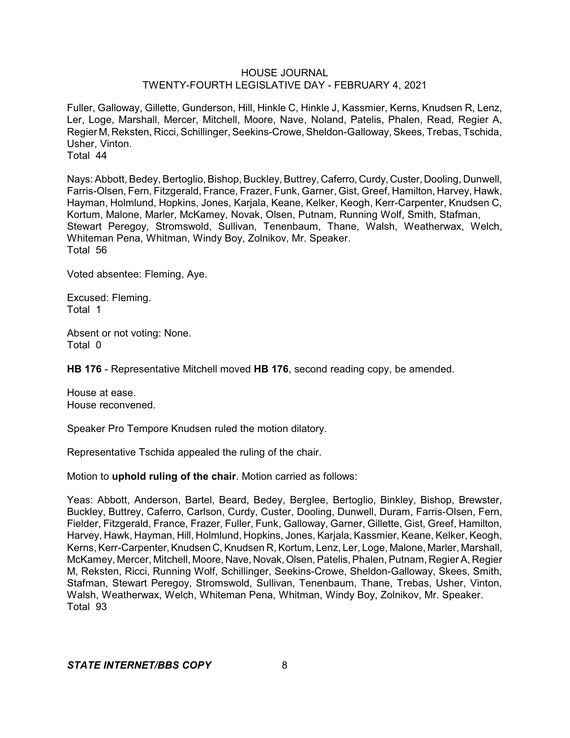Fuller, Galloway, Gillette, Gunderson, Hill, Hinkle C, Hinkle J, Kassmier, Kerns, Knudsen R, Lenz, Ler, Loge, Marshall, Mercer, Mitchell, Moore, Nave, Noland, Patelis, Phalen, Read, Regier A, Regier M, Reksten, Ricci, Schillinger, Seekins-Crowe, Sheldon-Galloway, Skees, Trebas, Tschida, Usher, Vinton.
Total 44

Nays: Abbott, Bedey, Bertoglio, Bishop, Buckley, Buttrey, Caferro, Curdy, Custer, Dooling, Dunwell, Farris-Olsen, Fern, Fitzgerald, France, Frazer, Funk, Garner, Gist, Greef, Hamilton, Harvey, Hawk, Hayman, Holmlund, Hopkins, Jones, Karjala, Keane, Kelker, Keogh, Kerr-Carpenter, Knudsen C, Kortum, Malone, Marler, McKamey, Novak, Olsen, Putnam, Running Wolf, Smith, Stafman, Stewart Peregoy, Stromswold, Sullivan, Tenenbaum, Thane, Walsh, Weatherwax, Welch, Whiteman Pena, Whitman, Windy Boy, Zolnikov, Mr. Speaker.
Total 56

Voted absentee: Fleming, Aye.

Excused: Fleming.
Total 1

Absent or not voting: None.
Total 0

**HB 176** - Representative Mitchell moved **HB 176**, second reading copy, be amended.

House at ease.
House reconvened.

Speaker Pro Tempore Knudsen ruled the motion dilatory.

Representative Tschida appealed the ruling of the chair.

Motion to **uphold ruling of the chair**. Motion carried as follows:

Yeas: Abbott, Anderson, Bartel, Beard, Bedey, Berglee, Bertoglio, Binkley, Bishop, Brewster, Buckley, Buttrey, Caferro, Carlson, Curdy, Custer, Dooling, Dunwell, Duram, Farris-Olsen, Fern, Fielder, Fitzgerald, France, Frazer, Fuller, Funk, Galloway, Garner, Gillette, Gist, Greef, Hamilton, Harvey, Hawk, Hayman, Hill, Holmlund, Hopkins, Jones, Karjala, Kassmier, Keane, Kelker, Keogh, Kerns, Kerr-Carpenter, Knudsen C, Knudsen R, Kortum, Lenz, Ler, Loge, Malone, Marler, Marshall, McKamey, Mercer, Mitchell, Moore, Nave, Novak, Olsen, Patelis, Phalen, Putnam, Regier A, Regier M, Reksten, Ricci, Running Wolf, Schillinger, Seekins-Crowe, Sheldon-Galloway, Skees, Smith, Stafman, Stewart Peregoy, Stromswold, Sullivan, Tenenbaum, Thane, Trebas, Usher, Vinton, Walsh, Weatherwax, Welch, Whiteman Pena, Whitman, Windy Boy, Zolnikov, Mr. Speaker.
Total 93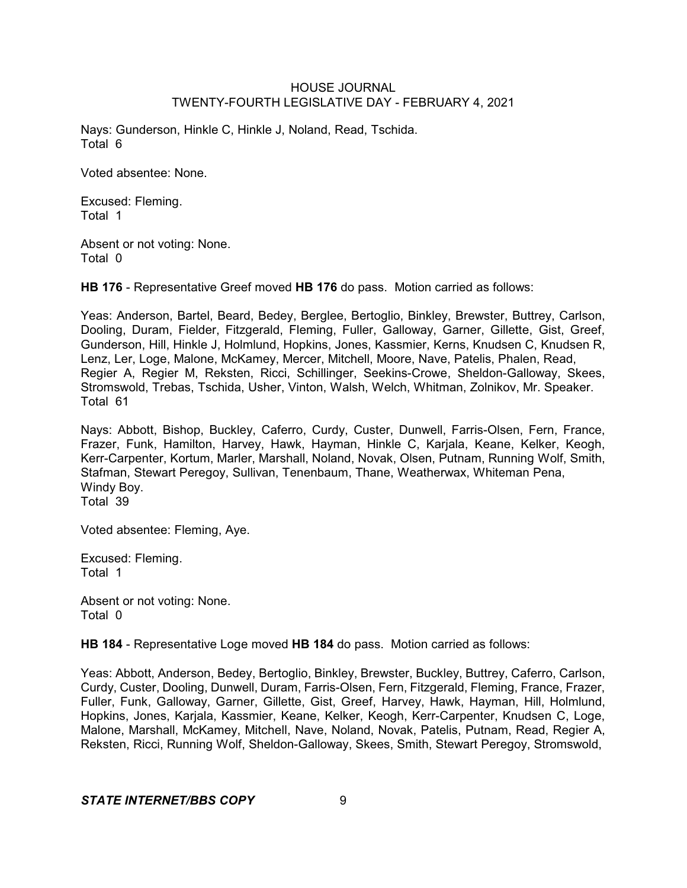Nays: Gunderson, Hinkle C, Hinkle J, Noland, Read, Tschida.
Total 6

Voted absentee: None.

Excused: Fleming.
Total 1

Absent or not voting: None.
Total 0

**HB 176** - Representative Greef moved **HB 176** do pass. Motion carried as follows:

Yeas: Anderson, Bartel, Beard, Bedey, Berglee, Bertoglio, Binkley, Brewster, Buttrey, Carlson, Dooling, Duram, Fielder, Fitzgerald, Fleming, Fuller, Galloway, Garner, Gillette, Gist, Greef, Gunderson, Hill, Hinkle J, Holmlund, Hopkins, Jones, Kassmier, Kerns, Knudsen C, Knudsen R, Lenz, Ler, Loge, Malone, McKamey, Mercer, Mitchell, Moore, Nave, Patelis, Phalen, Read, Regier A, Regier M, Reksten, Ricci, Schillinger, Seekins-Crowe, Sheldon-Galloway, Skees, Stromswold, Trebas, Tschida, Usher, Vinton, Walsh, Welch, Whitman, Zolnikov, Mr. Speaker.
Total 61

Nays: Abbott, Bishop, Buckley, Caferro, Curdy, Custer, Dunwell, Farris-Olsen, Fern, France, Frazer, Funk, Hamilton, Harvey, Hawk, Hayman, Hinkle C, Karjala, Keane, Kelker, Keogh, Kerr-Carpenter, Kortum, Marler, Marshall, Noland, Novak, Olsen, Putnam, Running Wolf, Smith, Stafman, Stewart Peregoy, Sullivan, Tenenbaum, Thane, Weatherwax, Whiteman Pena, Windy Boy.
Total 39

Voted absentee: Fleming, Aye.

Excused: Fleming.
Total 1

Absent or not voting: None.
Total 0

**HB 184** - Representative Loge moved **HB 184** do pass. Motion carried as follows:

Yeas: Abbott, Anderson, Bedey, Bertoglio, Binkley, Brewster, Buckley, Buttrey, Caferro, Carlson, Curdy, Custer, Dooling, Dunwell, Duram, Farris-Olsen, Fern, Fitzgerald, Fleming, France, Frazer, Fuller, Funk, Galloway, Garner, Gillette, Gist, Greef, Harvey, Hawk, Hayman, Hill, Holmlund, Hopkins, Jones, Karjala, Kassmier, Keane, Kelker, Keogh, Kerr-Carpenter, Knudsen C, Loge, Malone, Marshall, McKamey, Mitchell, Nave, Noland, Novak, Patelis, Putnam, Read, Regier A, Reksten, Ricci, Running Wolf, Sheldon-Galloway, Skees, Smith, Stewart Peregoy, Stromswold,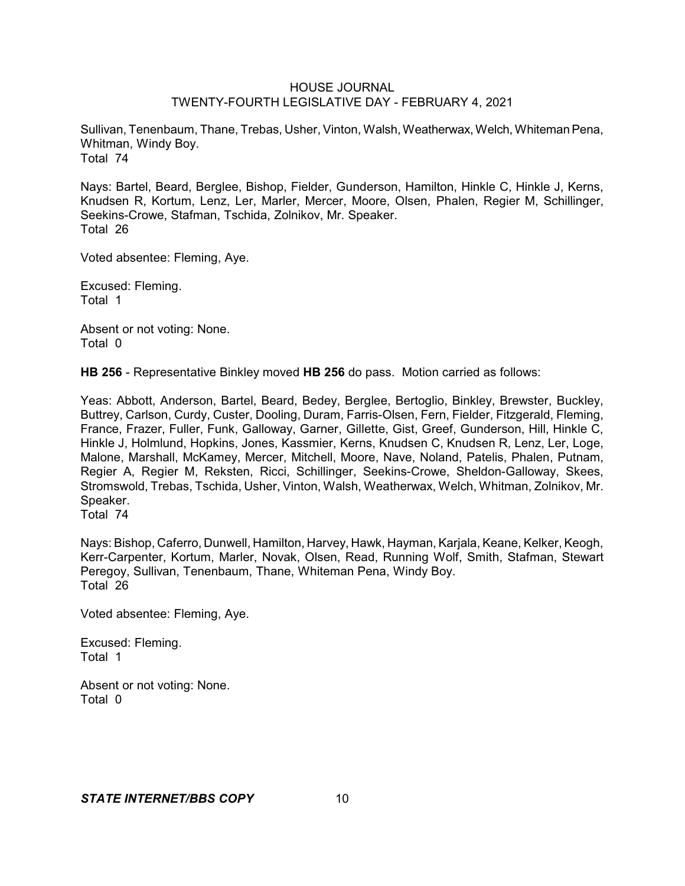Sullivan, Tenenbaum, Thane, Trebas, Usher, Vinton, Walsh, Weatherwax, Welch, Whiteman Pena, Whitman, Windy Boy.
Total 74

Nays: Bartel, Beard, Berglee, Bishop, Fielder, Gunderson, Hamilton, Hinkle C, Hinkle J, Kerns, Knudsen R, Kortum, Lenz, Ler, Marler, Mercer, Moore, Olsen, Phalen, Regier M, Schillinger, Seekins-Crowe, Stafman, Tschida, Zolnikov, Mr. Speaker.
Total 26

Voted absentee: Fleming, Aye.

Excused: Fleming.
Total 1

Absent or not voting: None.
Total 0

**HB 256** - Representative Binkley moved **HB 256** do pass. Motion carried as follows:

Yeas: Abbott, Anderson, Bartel, Beard, Bedey, Berglee, Bertoglio, Binkley, Brewster, Buckley, Buttrey, Carlson, Curdy, Custer, Dooling, Duram, Farris-Olsen, Fern, Fielder, Fitzgerald, Fleming, France, Frazer, Fuller, Funk, Galloway, Garner, Gillette, Gist, Greef, Gunderson, Hill, Hinkle C, Hinkle J, Holmlund, Hopkins, Jones, Kassmier, Kerns, Knudsen C, Knudsen R, Lenz, Ler, Loge, Malone, Marshall, McKamey, Mercer, Mitchell, Moore, Nave, Noland, Patelis, Phalen, Putnam, Regier A, Regier M, Reksten, Ricci, Schillinger, Seekins-Crowe, Sheldon-Galloway, Skees, Stromswold, Trebas, Tschida, Usher, Vinton, Walsh, Weatherwax, Welch, Whitman, Zolnikov, Mr. Speaker.
Total 74

Nays: Bishop, Caferro, Dunwell, Hamilton, Harvey, Hawk, Hayman, Karjala, Keane, Kelker, Keogh, Kerr-Carpenter, Kortum, Marler, Novak, Olsen, Read, Running Wolf, Smith, Stafman, Stewart Peregoy, Sullivan, Tenenbaum, Thane, Whiteman Pena, Windy Boy.
Total 26

Voted absentee: Fleming, Aye.

Excused: Fleming.
Total 1

Absent or not voting: None.
Total 0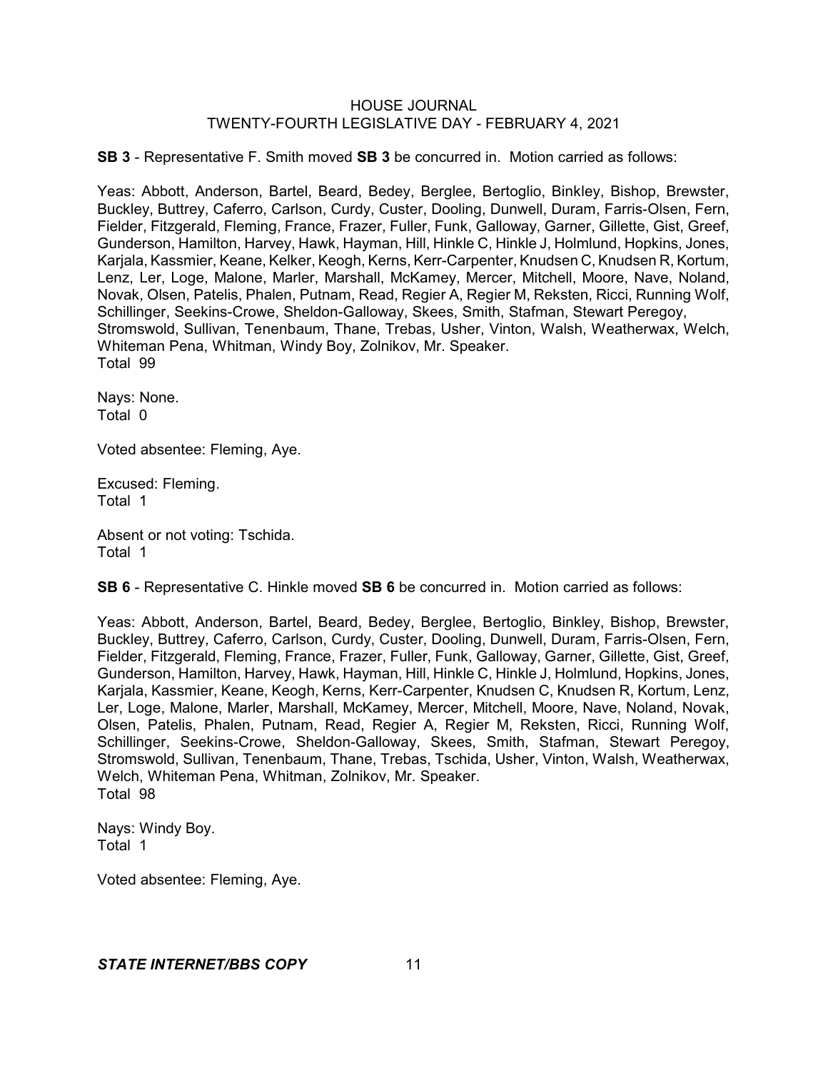**SB 3** - Representative F. Smith moved **SB 3** be concurred in. Motion carried as follows:

Yeas: Abbott, Anderson, Bartel, Beard, Bedey, Berglee, Bertoglio, Binkley, Bishop, Brewster, Buckley, Buttrey, Caferro, Carlson, Curdy, Custer, Dooling, Dunwell, Duram, Farris-Olsen, Fern, Fielder, Fitzgerald, Fleming, France, Frazer, Fuller, Funk, Galloway, Garner, Gillette, Gist, Greef, Gunderson, Hamilton, Harvey, Hawk, Hayman, Hill, Hinkle C, Hinkle J, Holmlund, Hopkins, Jones, Karjala, Kassmier, Keane, Kelker, Keogh, Kerns, Kerr-Carpenter, Knudsen C, Knudsen R, Kortum, Lenz, Ler, Loge, Malone, Marler, Marshall, McKamey, Mercer, Mitchell, Moore, Nave, Noland, Novak, Olsen, Patelis, Phalen, Putnam, Read, Regier A, Regier M, Reksten, Ricci, Running Wolf, Schillinger, Seekins-Crowe, Sheldon-Galloway, Skees, Smith, Stafman, Stewart Peregoy, Stromswold, Sullivan, Tenenbaum, Thane, Trebas, Usher, Vinton, Walsh, Weatherwax, Welch, Whiteman Pena, Whitman, Windy Boy, Zolnikov, Mr. Speaker.
Total 99

Nays: None.
Total 0

Voted absentee: Fleming, Aye.

Excused: Fleming.
Total 1

Absent or not voting: Tschida.
Total 1

**SB 6** - Representative C. Hinkle moved **SB 6** be concurred in. Motion carried as follows:

Yeas: Abbott, Anderson, Bartel, Beard, Bedey, Berglee, Bertoglio, Binkley, Bishop, Brewster, Buckley, Buttrey, Caferro, Carlson, Curdy, Custer, Dooling, Dunwell, Duram, Farris-Olsen, Fern, Fielder, Fitzgerald, Fleming, France, Frazer, Fuller, Funk, Galloway, Garner, Gillette, Gist, Greef, Gunderson, Hamilton, Harvey, Hawk, Hayman, Hill, Hinkle C, Hinkle J, Holmlund, Hopkins, Jones, Karjala, Kassmier, Keane, Keogh, Kerns, Kerr-Carpenter, Knudsen C, Knudsen R, Kortum, Lenz, Ler, Loge, Malone, Marler, Marshall, McKamey, Mercer, Mitchell, Moore, Nave, Noland, Novak, Olsen, Patelis, Phalen, Putnam, Read, Regier A, Regier M, Reksten, Ricci, Running Wolf, Schillinger, Seekins-Crowe, Sheldon-Galloway, Skees, Smith, Stafman, Stewart Peregoy, Stromswold, Sullivan, Tenenbaum, Thane, Trebas, Tschida, Usher, Vinton, Walsh, Weatherwax, Welch, Whiteman Pena, Whitman, Zolnikov, Mr. Speaker.
Total 98

Nays: Windy Boy.
Total 1

Voted absentee: Fleming, Aye.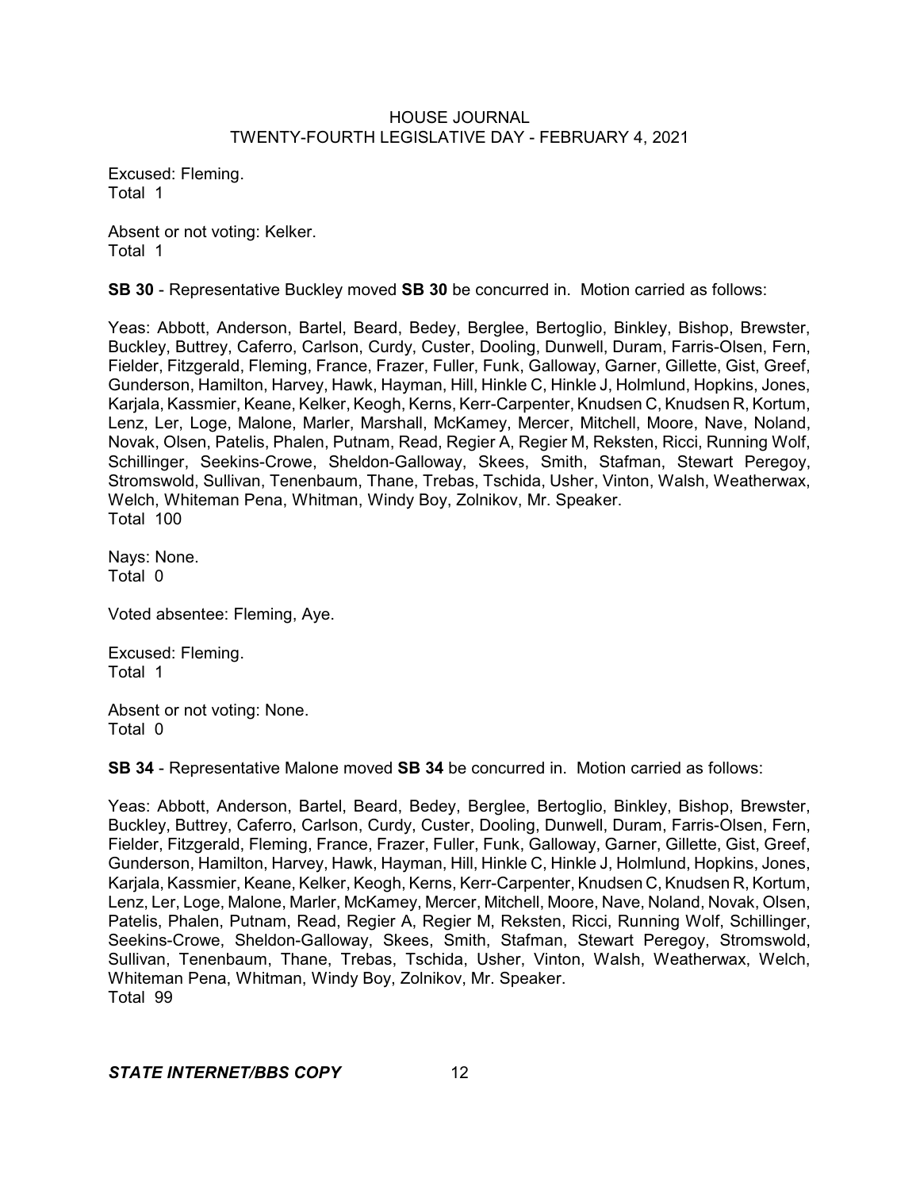Excused: Fleming.
Total 1

Absent or not voting: Kelker.
Total 1

**SB 30** - Representative Buckley moved **SB 30** be concurred in. Motion carried as follows:

Yeas: Abbott, Anderson, Bartel, Beard, Bedey, Berglee, Bertoglio, Binkley, Bishop, Brewster, Buckley, Buttrey, Caferro, Carlson, Curdy, Custer, Dooling, Dunwell, Duram, Farris-Olsen, Fern, Fielder, Fitzgerald, Fleming, France, Frazer, Fuller, Funk, Galloway, Garner, Gillette, Gist, Greef, Gunderson, Hamilton, Harvey, Hawk, Hayman, Hill, Hinkle C, Hinkle J, Holmlund, Hopkins, Jones, Karjala, Kassmier, Keane, Kelker, Keogh, Kerns, Kerr-Carpenter, Knudsen C, Knudsen R, Kortum, Lenz, Ler, Loge, Malone, Marler, Marshall, McKamey, Mercer, Mitchell, Moore, Nave, Noland, Novak, Olsen, Patelis, Phalen, Putnam, Read, Regier A, Regier M, Reksten, Ricci, Running Wolf, Schillinger, Seekins-Crowe, Sheldon-Galloway, Skees, Smith, Stafman, Stewart Peregoy, Stromswold, Sullivan, Tenenbaum, Thane, Trebas, Tschida, Usher, Vinton, Walsh, Weatherwax, Welch, Whiteman Pena, Whitman, Windy Boy, Zolnikov, Mr. Speaker.
Total 100

Nays: None.
Total 0

Voted absentee: Fleming, Aye.

Excused: Fleming.
Total 1

Absent or not voting: None.
Total 0

**SB 34** - Representative Malone moved **SB 34** be concurred in. Motion carried as follows:

Yeas: Abbott, Anderson, Bartel, Beard, Bedey, Berglee, Bertoglio, Binkley, Bishop, Brewster, Buckley, Buttrey, Caferro, Carlson, Curdy, Custer, Dooling, Dunwell, Duram, Farris-Olsen, Fern, Fielder, Fitzgerald, Fleming, France, Frazer, Fuller, Funk, Galloway, Garner, Gillette, Gist, Greef, Gunderson, Hamilton, Harvey, Hawk, Hayman, Hill, Hinkle C, Hinkle J, Holmlund, Hopkins, Jones, Karjala, Kassmier, Keane, Kelker, Keogh, Kerns, Kerr-Carpenter, Knudsen C, Knudsen R, Kortum, Lenz, Ler, Loge, Malone, Marler, McKamey, Mercer, Mitchell, Moore, Nave, Noland, Novak, Olsen, Patelis, Phalen, Putnam, Read, Regier A, Regier M, Reksten, Ricci, Running Wolf, Schillinger, Seekins-Crowe, Sheldon-Galloway, Skees, Smith, Stafman, Stewart Peregoy, Stromswold, Sullivan, Tenenbaum, Thane, Trebas, Tschida, Usher, Vinton, Walsh, Weatherwax, Welch, Whiteman Pena, Whitman, Windy Boy, Zolnikov, Mr. Speaker.
Total 99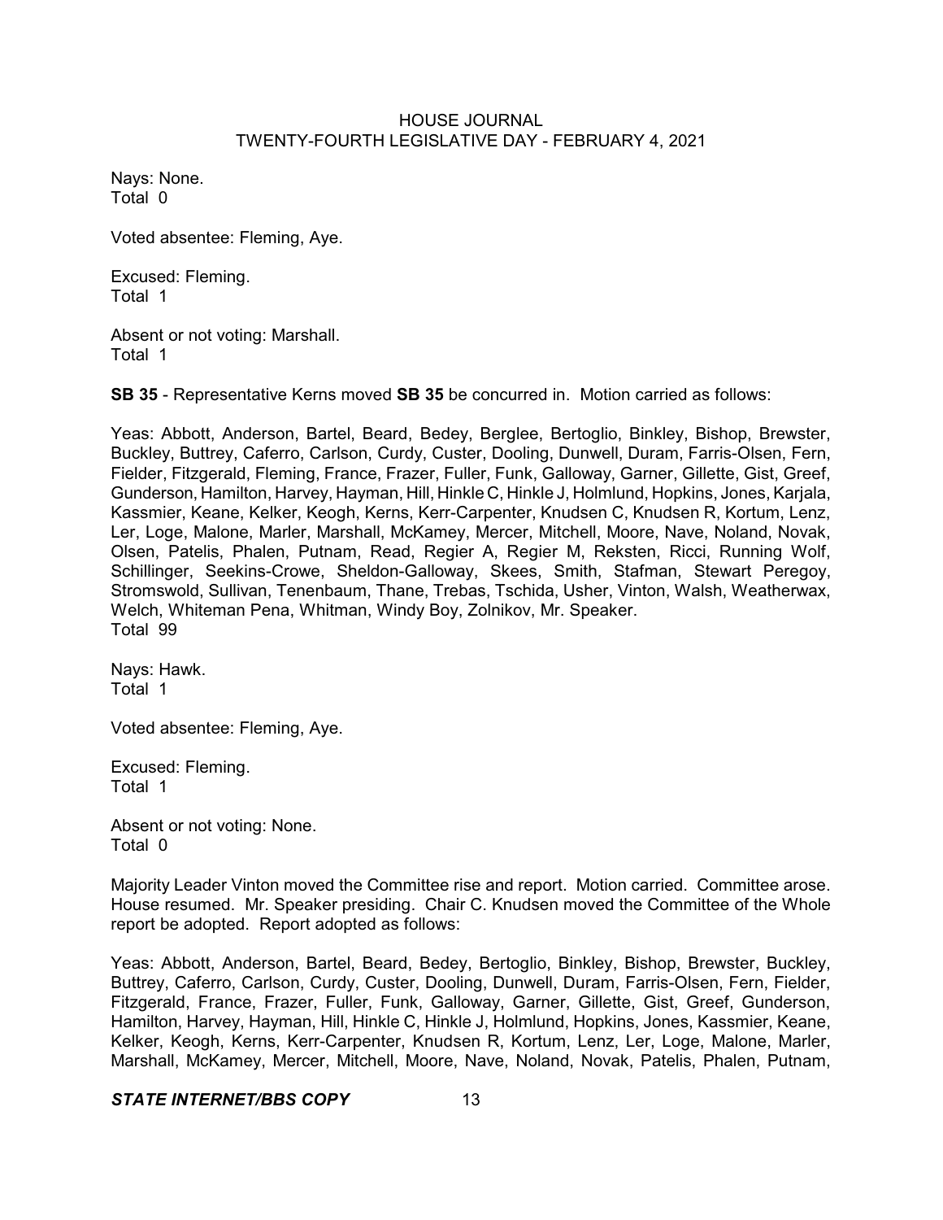Nays: None.
Total 0

Voted absentee: Fleming, Aye.

Excused: Fleming.
Total 1

Absent or not voting: Marshall.
Total 1

**SB 35** - Representative Kerns moved **SB 35** be concurred in. Motion carried as follows:

Yeas: Abbott, Anderson, Bartel, Beard, Bedey, Berglee, Bertoglio, Binkley, Bishop, Brewster, Buckley, Buttrey, Caferro, Carlson, Curdy, Custer, Dooling, Dunwell, Duram, Farris-Olsen, Fern, Fielder, Fitzgerald, Fleming, France, Frazer, Fuller, Funk, Galloway, Garner, Gillette, Gist, Greef, Gunderson, Hamilton, Harvey, Hayman, Hill, Hinkle C, Hinkle J, Holmlund, Hopkins, Jones, Karjala, Kassmier, Keane, Kelker, Keogh, Kerns, Kerr-Carpenter, Knudsen C, Knudsen R, Kortum, Lenz, Ler, Loge, Malone, Marler, Marshall, McKamey, Mercer, Mitchell, Moore, Nave, Noland, Novak, Olsen, Patelis, Phalen, Putnam, Read, Regier A, Regier M, Reksten, Ricci, Running Wolf, Schillinger, Seekins-Crowe, Sheldon-Galloway, Skees, Smith, Stafman, Stewart Peregoy, Stromswold, Sullivan, Tenenbaum, Thane, Trebas, Tschida, Usher, Vinton, Walsh, Weatherwax, Welch, Whiteman Pena, Whitman, Windy Boy, Zolnikov, Mr. Speaker.
Total 99

Nays: Hawk.
Total 1

Voted absentee: Fleming, Aye.

Excused: Fleming.
Total 1

Absent or not voting: None.
Total 0

Majority Leader Vinton moved the Committee rise and report. Motion carried. Committee arose. House resumed. Mr. Speaker presiding. Chair C. Knudsen moved the Committee of the Whole report be adopted. Report adopted as follows:

Yeas: Abbott, Anderson, Bartel, Beard, Bedey, Bertoglio, Binkley, Bishop, Brewster, Buckley, Buttrey, Caferro, Carlson, Curdy, Custer, Dooling, Dunwell, Duram, Farris-Olsen, Fern, Fielder, Fitzgerald, France, Frazer, Fuller, Funk, Galloway, Garner, Gillette, Gist, Greef, Gunderson, Hamilton, Harvey, Hayman, Hill, Hinkle C, Hinkle J, Holmlund, Hopkins, Jones, Kassmier, Keane, Kelker, Keogh, Kerns, Kerr-Carpenter, Knudsen R, Kortum, Lenz, Ler, Loge, Malone, Marler, Marshall, McKamey, Mercer, Mitchell, Moore, Nave, Noland, Novak, Patelis, Phalen, Putnam,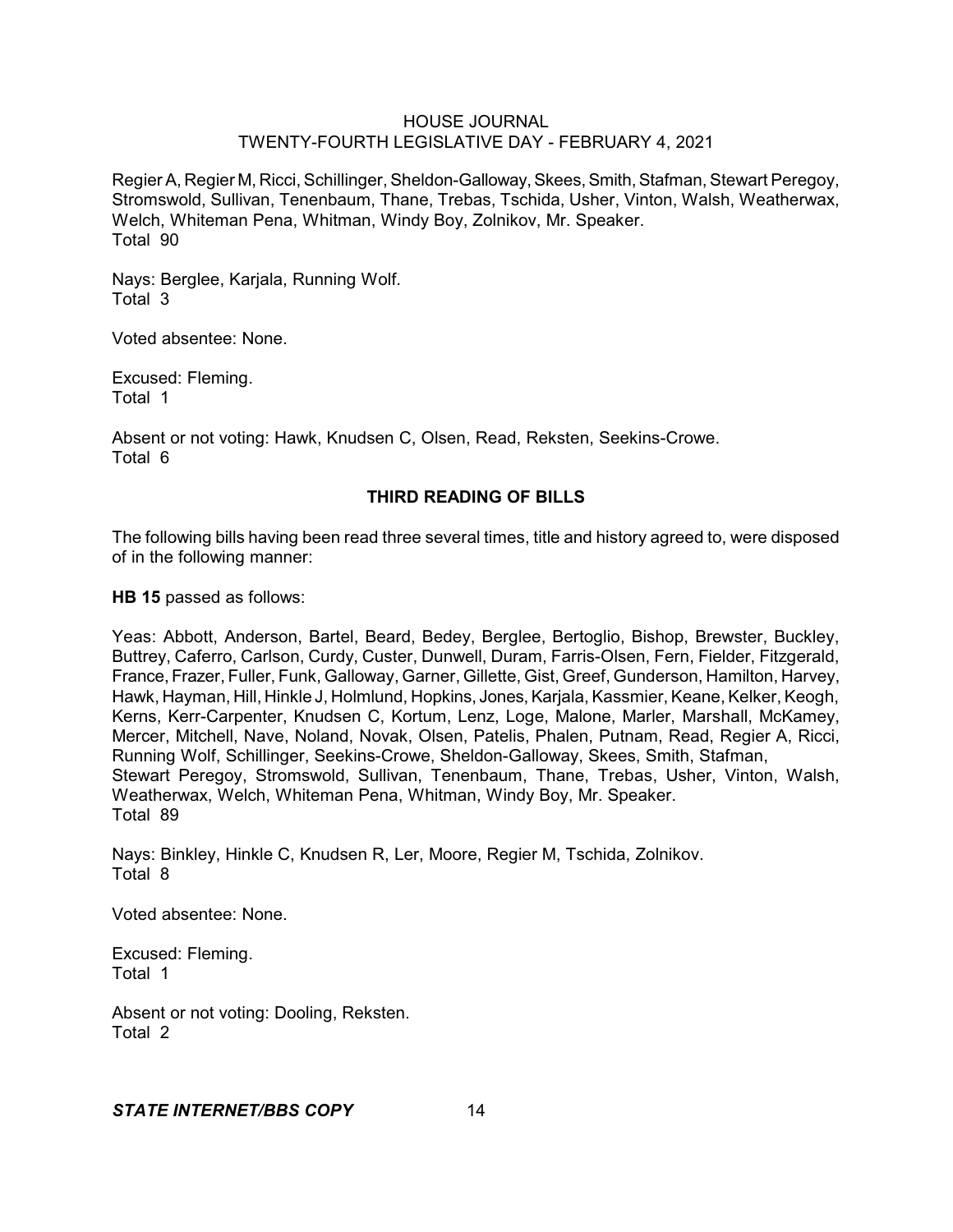Regier A, Regier M, Ricci, Schillinger, Sheldon-Galloway, Skees, Smith, Stafman, Stewart Peregoy, Stromswold, Sullivan, Tenenbaum, Thane, Trebas, Tschida, Usher, Vinton, Walsh, Weatherwax, Welch, Whiteman Pena, Whitman, Windy Boy, Zolnikov, Mr. Speaker.
Total 90

Nays: Berglee, Karjala, Running Wolf.
Total 3

Voted absentee: None.

Excused: Fleming.
Total 1

Absent or not voting: Hawk, Knudsen C, Olsen, Read, Reksten, Seekins-Crowe.
Total 6

## THIRD READING OF BILLS

The following bills having been read three several times, title and history agreed to, were disposed of in the following manner:

**HB 15** passed as follows:

Yeas: Abbott, Anderson, Bartel, Beard, Bedey, Berglee, Bertoglio, Bishop, Brewster, Buckley, Buttrey, Caferro, Carlson, Curdy, Custer, Dunwell, Duram, Farris-Olsen, Fern, Fielder, Fitzgerald, France, Frazer, Fuller, Funk, Galloway, Garner, Gillette, Gist, Greef, Gunderson, Hamilton, Harvey, Hawk, Hayman, Hill, Hinkle J, Holmlund, Hopkins, Jones, Karjala, Kassmier, Keane, Kelker, Keogh, Kerns, Kerr-Carpenter, Knudsen C, Kortum, Lenz, Loge, Malone, Marler, Marshall, McKamey, Mercer, Mitchell, Nave, Noland, Novak, Olsen, Patelis, Phalen, Putnam, Read, Regier A, Ricci, Running Wolf, Schillinger, Seekins-Crowe, Sheldon-Galloway, Skees, Smith, Stafman, Stewart Peregoy, Stromswold, Sullivan, Tenenbaum, Thane, Trebas, Usher, Vinton, Walsh, Weatherwax, Welch, Whiteman Pena, Whitman, Windy Boy, Mr. Speaker.
Total 89

Nays: Binkley, Hinkle C, Knudsen R, Ler, Moore, Regier M, Tschida, Zolnikov.
Total 8

Voted absentee: None.

Excused: Fleming.
Total 1

Absent or not voting: Dooling, Reksten.
Total 2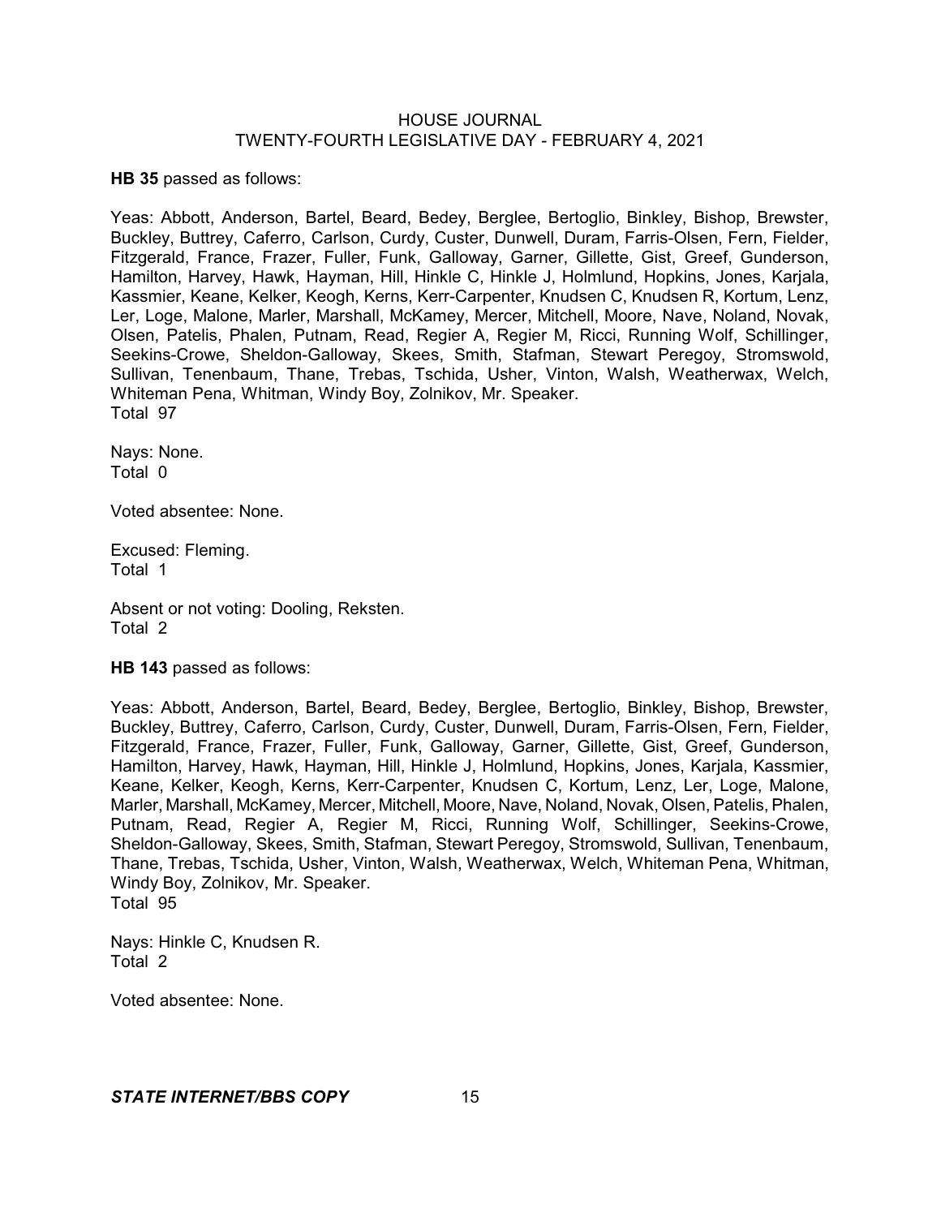**HB 35** passed as follows:

Yeas: Abbott, Anderson, Bartel, Beard, Bedey, Berglee, Bertoglio, Binkley, Bishop, Brewster, Buckley, Buttrey, Caferro, Carlson, Curdy, Custer, Dunwell, Duram, Farris-Olsen, Fern, Fielder, Fitzgerald, France, Frazer, Fuller, Funk, Galloway, Garner, Gillette, Gist, Greef, Gunderson, Hamilton, Harvey, Hawk, Hayman, Hill, Hinkle C, Hinkle J, Holmlund, Hopkins, Jones, Karjala, Kassmier, Keane, Kelker, Keogh, Kerns, Kerr-Carpenter, Knudsen C, Knudsen R, Kortum, Lenz, Ler, Loge, Malone, Marler, Marshall, McKamey, Mercer, Mitchell, Moore, Nave, Noland, Novak, Olsen, Patelis, Phalen, Putnam, Read, Regier A, Regier M, Ricci, Running Wolf, Schillinger, Seekins-Crowe, Sheldon-Galloway, Skees, Smith, Stafman, Stewart Peregoy, Stromswold, Sullivan, Tenenbaum, Thane, Trebas, Tschida, Usher, Vinton, Walsh, Weatherwax, Welch, Whiteman Pena, Whitman, Windy Boy, Zolnikov, Mr. Speaker.
Total 97

Nays: None.
Total 0

Voted absentee: None.

Excused: Fleming.
Total 1

Absent or not voting: Dooling, Reksten.
Total 2

**HB 143** passed as follows:

Yeas: Abbott, Anderson, Bartel, Beard, Bedey, Berglee, Bertoglio, Binkley, Bishop, Brewster, Buckley, Buttrey, Caferro, Carlson, Curdy, Custer, Dunwell, Duram, Farris-Olsen, Fern, Fielder, Fitzgerald, France, Frazer, Fuller, Funk, Galloway, Garner, Gillette, Gist, Greef, Gunderson, Hamilton, Harvey, Hawk, Hayman, Hill, Hinkle J, Holmlund, Hopkins, Jones, Karjala, Kassmier, Keane, Kelker, Keogh, Kerns, Kerr-Carpenter, Knudsen C, Kortum, Lenz, Ler, Loge, Malone, Marler, Marshall, McKamey, Mercer, Mitchell, Moore, Nave, Noland, Novak, Olsen, Patelis, Phalen, Putnam, Read, Regier A, Regier M, Ricci, Running Wolf, Schillinger, Seekins-Crowe, Sheldon-Galloway, Skees, Smith, Stafman, Stewart Peregoy, Stromswold, Sullivan, Tenenbaum, Thane, Trebas, Tschida, Usher, Vinton, Walsh, Weatherwax, Welch, Whiteman Pena, Whitman, Windy Boy, Zolnikov, Mr. Speaker.
Total 95

Nays: Hinkle C, Knudsen R.
Total 2

Voted absentee: None.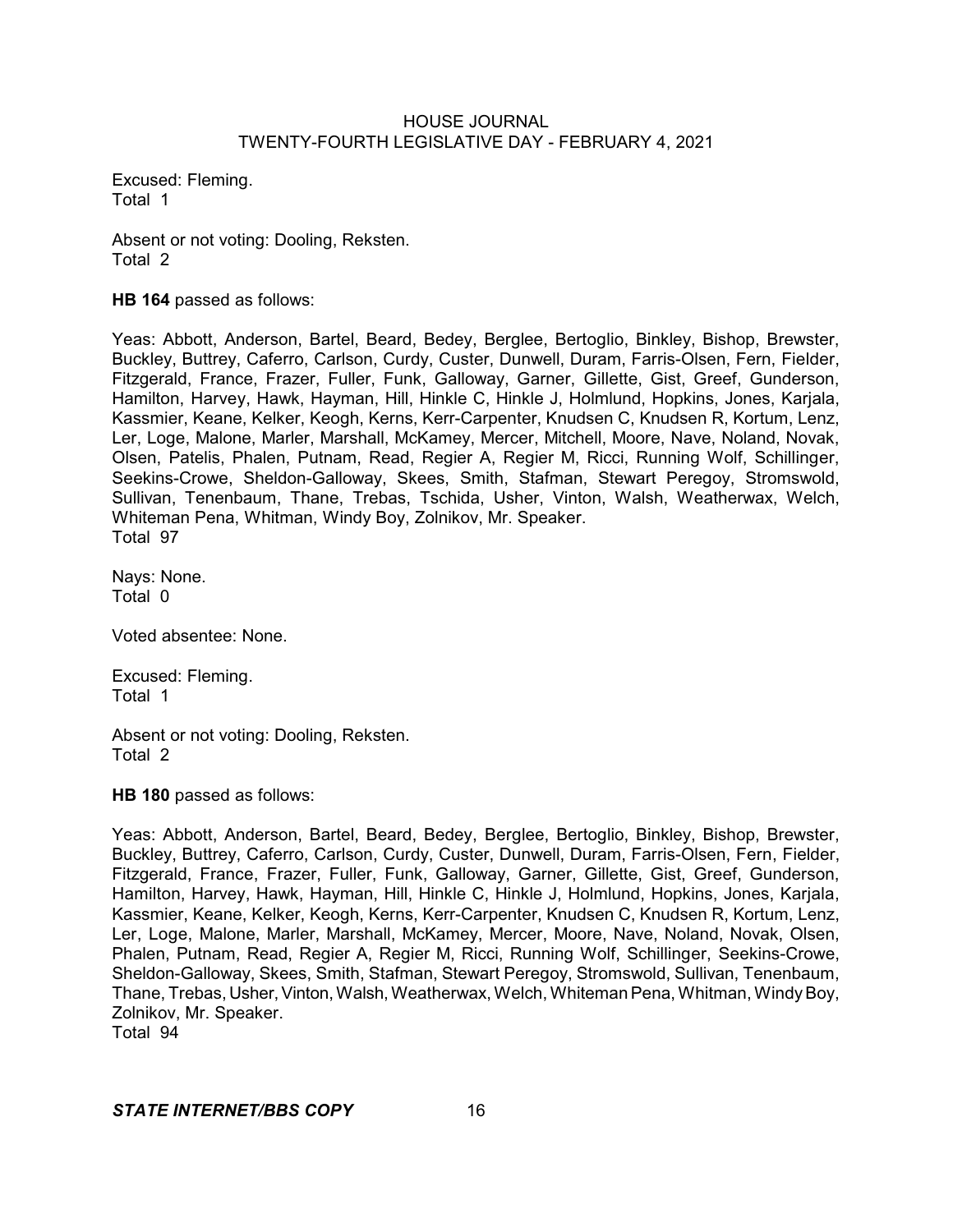Excused: Fleming.
Total 1

Absent or not voting: Dooling, Reksten.
Total 2

**HB 164** passed as follows:

Yeas: Abbott, Anderson, Bartel, Beard, Bedey, Berglee, Bertoglio, Binkley, Bishop, Brewster, Buckley, Buttrey, Caferro, Carlson, Curdy, Custer, Dunwell, Duram, Farris-Olsen, Fern, Fielder, Fitzgerald, France, Frazer, Fuller, Funk, Galloway, Garner, Gillette, Gist, Greef, Gunderson, Hamilton, Harvey, Hawk, Hayman, Hill, Hinkle C, Hinkle J, Holmlund, Hopkins, Jones, Karjala, Kassmier, Keane, Kelker, Keogh, Kerns, Kerr-Carpenter, Knudsen C, Knudsen R, Kortum, Lenz, Ler, Loge, Malone, Marler, Marshall, McKamey, Mercer, Mitchell, Moore, Nave, Noland, Novak, Olsen, Patelis, Phalen, Putnam, Read, Regier A, Regier M, Ricci, Running Wolf, Schillinger, Seekins-Crowe, Sheldon-Galloway, Skees, Smith, Stafman, Stewart Peregoy, Stromswold, Sullivan, Tenenbaum, Thane, Trebas, Tschida, Usher, Vinton, Walsh, Weatherwax, Welch, Whiteman Pena, Whitman, Windy Boy, Zolnikov, Mr. Speaker.
Total 97

Nays: None.
Total 0

Voted absentee: None.

Excused: Fleming.
Total 1

Absent or not voting: Dooling, Reksten.
Total 2

**HB 180** passed as follows:

Yeas: Abbott, Anderson, Bartel, Beard, Bedey, Berglee, Bertoglio, Binkley, Bishop, Brewster, Buckley, Buttrey, Caferro, Carlson, Curdy, Custer, Dunwell, Duram, Farris-Olsen, Fern, Fielder, Fitzgerald, France, Frazer, Fuller, Funk, Galloway, Garner, Gillette, Gist, Greef, Gunderson, Hamilton, Harvey, Hawk, Hayman, Hill, Hinkle C, Hinkle J, Holmlund, Hopkins, Jones, Karjala, Kassmier, Keane, Kelker, Keogh, Kerns, Kerr-Carpenter, Knudsen C, Knudsen R, Kortum, Lenz, Ler, Loge, Malone, Marler, Marshall, McKamey, Mercer, Moore, Nave, Noland, Novak, Olsen, Phalen, Putnam, Read, Regier A, Regier M, Ricci, Running Wolf, Schillinger, Seekins-Crowe, Sheldon-Galloway, Skees, Smith, Stafman, Stewart Peregoy, Stromswold, Sullivan, Tenenbaum, Thane, Trebas, Usher, Vinton, Walsh, Weatherwax, Welch, Whiteman Pena, Whitman, Windy Boy, Zolnikov, Mr. Speaker.
Total 94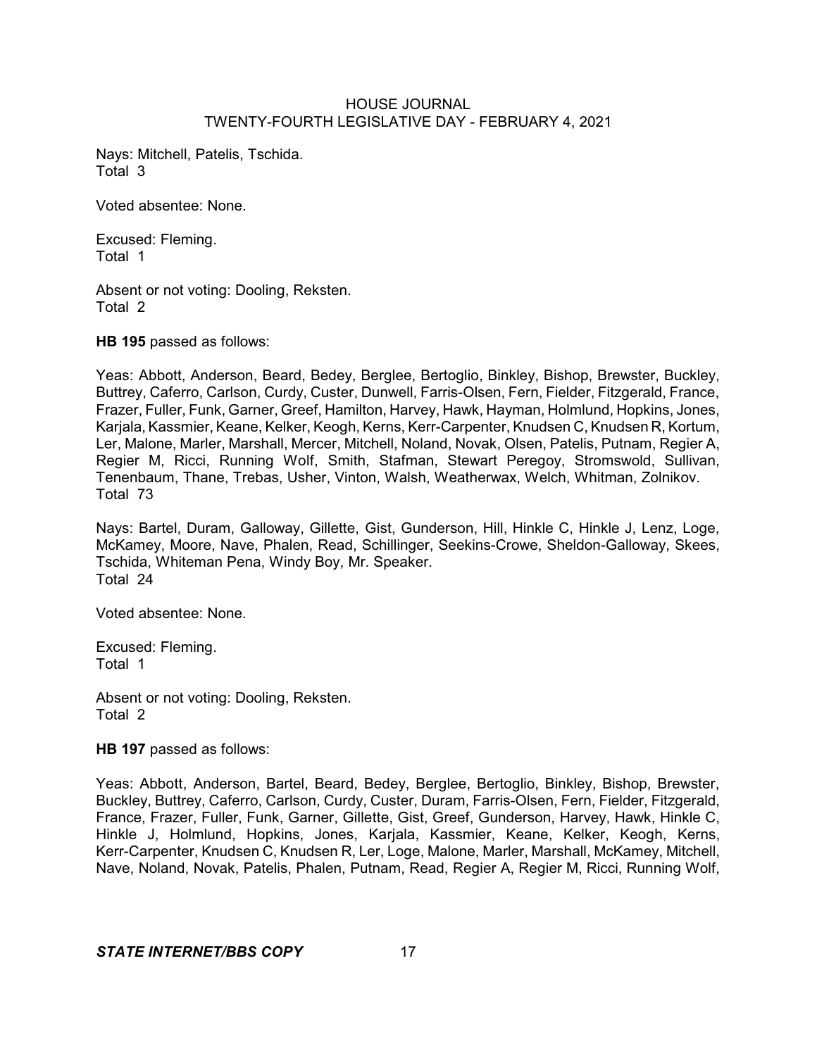Nays: Mitchell, Patelis, Tschida.
Total 3

Voted absentee: None.

Excused: Fleming.
Total 1

Absent or not voting: Dooling, Reksten.
Total 2

**HB 195** passed as follows:

Yeas: Abbott, Anderson, Beard, Bedey, Berglee, Bertoglio, Binkley, Bishop, Brewster, Buckley, Buttrey, Caferro, Carlson, Curdy, Custer, Dunwell, Farris-Olsen, Fern, Fielder, Fitzgerald, France, Frazer, Fuller, Funk, Garner, Greef, Hamilton, Harvey, Hawk, Hayman, Holmlund, Hopkins, Jones, Karjala, Kassmier, Keane, Kelker, Keogh, Kerns, Kerr-Carpenter, Knudsen C, Knudsen R, Kortum, Ler, Malone, Marler, Marshall, Mercer, Mitchell, Noland, Novak, Olsen, Patelis, Putnam, Regier A, Regier M, Ricci, Running Wolf, Smith, Stafman, Stewart Peregoy, Stromswold, Sullivan, Tenenbaum, Thane, Trebas, Usher, Vinton, Walsh, Weatherwax, Welch, Whitman, Zolnikov.
Total 73

Nays: Bartel, Duram, Galloway, Gillette, Gist, Gunderson, Hill, Hinkle C, Hinkle J, Lenz, Loge, McKamey, Moore, Nave, Phalen, Read, Schillinger, Seekins-Crowe, Sheldon-Galloway, Skees, Tschida, Whiteman Pena, Windy Boy, Mr. Speaker.
Total 24

Voted absentee: None.

Excused: Fleming.
Total 1

Absent or not voting: Dooling, Reksten.
Total 2

**HB 197** passed as follows:

Yeas: Abbott, Anderson, Bartel, Beard, Bedey, Berglee, Bertoglio, Binkley, Bishop, Brewster, Buckley, Buttrey, Caferro, Carlson, Curdy, Custer, Duram, Farris-Olsen, Fern, Fielder, Fitzgerald, France, Frazer, Fuller, Funk, Garner, Gillette, Gist, Greef, Gunderson, Harvey, Hawk, Hinkle C, Hinkle J, Holmlund, Hopkins, Jones, Karjala, Kassmier, Keane, Kelker, Keogh, Kerns, Kerr-Carpenter, Knudsen C, Knudsen R, Ler, Loge, Malone, Marler, Marshall, McKamey, Mitchell, Nave, Noland, Novak, Patelis, Phalen, Putnam, Read, Regier A, Regier M, Ricci, Running Wolf,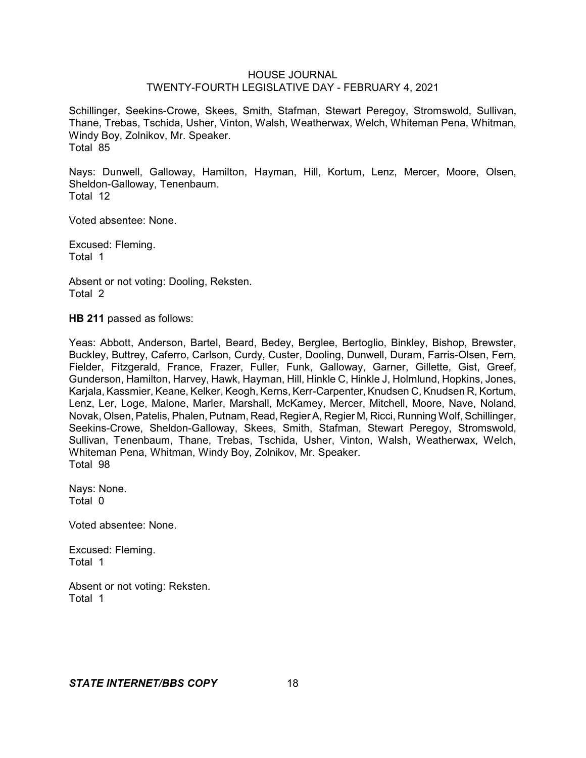Schillinger, Seekins-Crowe, Skees, Smith, Stafman, Stewart Peregoy, Stromswold, Sullivan, Thane, Trebas, Tschida, Usher, Vinton, Walsh, Weatherwax, Welch, Whiteman Pena, Whitman, Windy Boy, Zolnikov, Mr. Speaker.
Total 85

Nays: Dunwell, Galloway, Hamilton, Hayman, Hill, Kortum, Lenz, Mercer, Moore, Olsen, Sheldon-Galloway, Tenenbaum.
Total 12

Voted absentee: None.

Excused: Fleming.
Total 1

Absent or not voting: Dooling, Reksten.
Total 2

**HB 211** passed as follows:

Yeas: Abbott, Anderson, Bartel, Beard, Bedey, Berglee, Bertoglio, Binkley, Bishop, Brewster, Buckley, Buttrey, Caferro, Carlson, Curdy, Custer, Dooling, Dunwell, Duram, Farris-Olsen, Fern, Fielder, Fitzgerald, France, Frazer, Fuller, Funk, Galloway, Garner, Gillette, Gist, Greef, Gunderson, Hamilton, Harvey, Hawk, Hayman, Hill, Hinkle C, Hinkle J, Holmlund, Hopkins, Jones, Karjala, Kassmier, Keane, Kelker, Keogh, Kerns, Kerr-Carpenter, Knudsen C, Knudsen R, Kortum, Lenz, Ler, Loge, Malone, Marler, Marshall, McKamey, Mercer, Mitchell, Moore, Nave, Noland, Novak, Olsen, Patelis, Phalen, Putnam, Read, Regier A, Regier M, Ricci, Running Wolf, Schillinger, Seekins-Crowe, Sheldon-Galloway, Skees, Smith, Stafman, Stewart Peregoy, Stromswold, Sullivan, Tenenbaum, Thane, Trebas, Tschida, Usher, Vinton, Walsh, Weatherwax, Welch, Whiteman Pena, Whitman, Windy Boy, Zolnikov, Mr. Speaker.
Total 98

Nays: None.
Total 0

Voted absentee: None.

Excused: Fleming.
Total 1

Absent or not voting: Reksten.
Total 1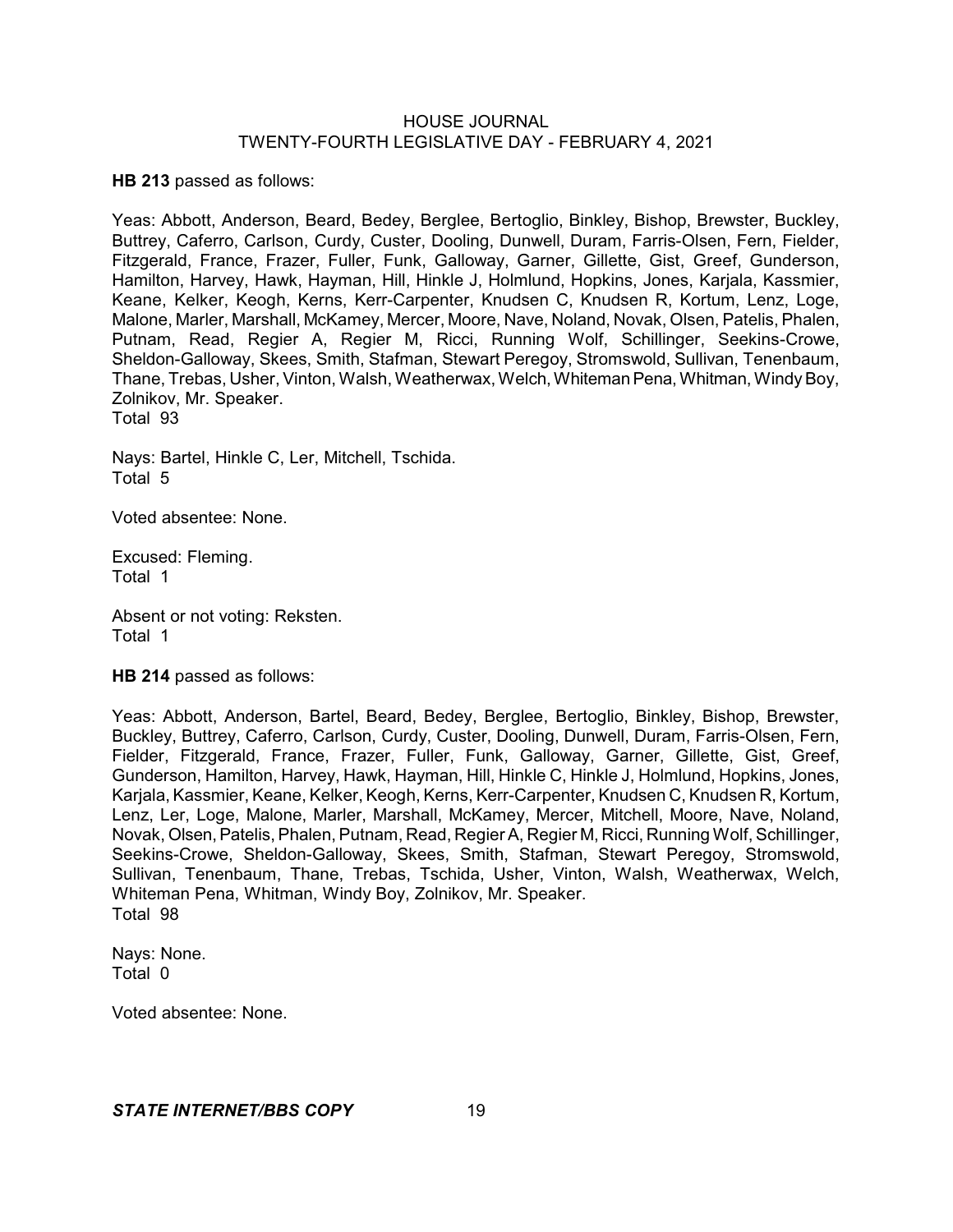**HB 213** passed as follows:

Yeas: Abbott, Anderson, Beard, Bedey, Berglee, Bertoglio, Binkley, Bishop, Brewster, Buckley, Buttrey, Caferro, Carlson, Curdy, Custer, Dooling, Dunwell, Duram, Farris-Olsen, Fern, Fielder, Fitzgerald, France, Frazer, Fuller, Funk, Galloway, Garner, Gillette, Gist, Greef, Gunderson, Hamilton, Harvey, Hawk, Hayman, Hill, Hinkle J, Holmlund, Hopkins, Jones, Karjala, Kassmier, Keane, Kelker, Keogh, Kerns, Kerr-Carpenter, Knudsen C, Knudsen R, Kortum, Lenz, Loge, Malone, Marler, Marshall, McKamey, Mercer, Moore, Nave, Noland, Novak, Olsen, Patelis, Phalen, Putnam, Read, Regier A, Regier M, Ricci, Running Wolf, Schillinger, Seekins-Crowe, Sheldon-Galloway, Skees, Smith, Stafman, Stewart Peregoy, Stromswold, Sullivan, Tenenbaum, Thane, Trebas, Usher, Vinton, Walsh, Weatherwax, Welch, Whiteman Pena, Whitman, Windy Boy, Zolnikov, Mr. Speaker.
Total 93

Nays: Bartel, Hinkle C, Ler, Mitchell, Tschida.
Total 5

Voted absentee: None.

Excused: Fleming.
Total 1

Absent or not voting: Reksten.
Total 1

**HB 214** passed as follows:

Yeas: Abbott, Anderson, Bartel, Beard, Bedey, Berglee, Bertoglio, Binkley, Bishop, Brewster, Buckley, Buttrey, Caferro, Carlson, Curdy, Custer, Dooling, Dunwell, Duram, Farris-Olsen, Fern, Fielder, Fitzgerald, France, Frazer, Fuller, Funk, Galloway, Garner, Gillette, Gist, Greef, Gunderson, Hamilton, Harvey, Hawk, Hayman, Hill, Hinkle C, Hinkle J, Holmlund, Hopkins, Jones, Karjala, Kassmier, Keane, Kelker, Keogh, Kerns, Kerr-Carpenter, Knudsen C, Knudsen R, Kortum, Lenz, Ler, Loge, Malone, Marler, Marshall, McKamey, Mercer, Mitchell, Moore, Nave, Noland, Novak, Olsen, Patelis, Phalen, Putnam, Read, Regier A, Regier M, Ricci, Running Wolf, Schillinger, Seekins-Crowe, Sheldon-Galloway, Skees, Smith, Stafman, Stewart Peregoy, Stromswold, Sullivan, Tenenbaum, Thane, Trebas, Tschida, Usher, Vinton, Walsh, Weatherwax, Welch, Whiteman Pena, Whitman, Windy Boy, Zolnikov, Mr. Speaker.
Total 98

Nays: None.
Total 0

Voted absentee: None.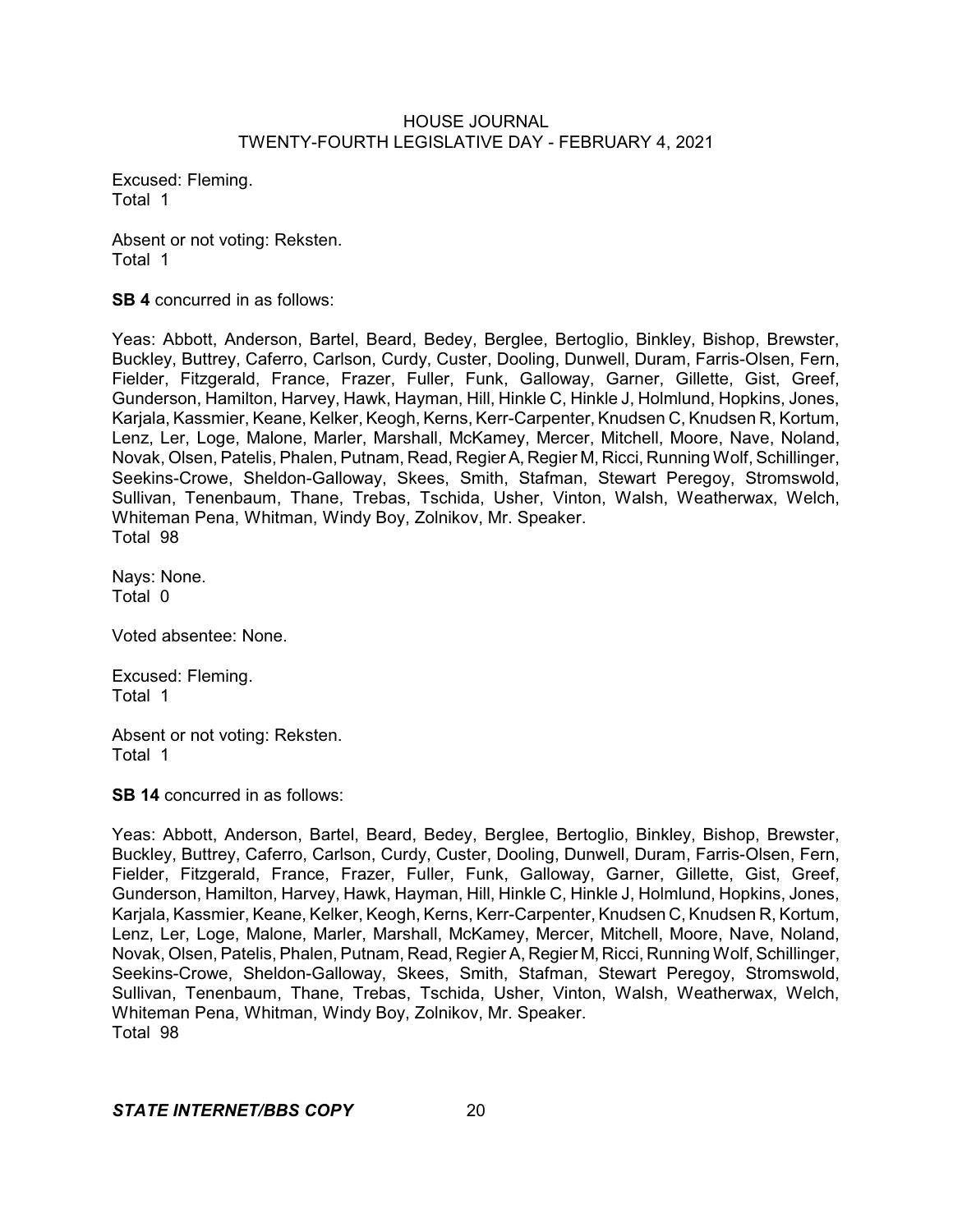Excused: Fleming.
Total 1

Absent or not voting: Reksten.
Total 1

**SB 4** concurred in as follows:

Yeas: Abbott, Anderson, Bartel, Beard, Bedey, Berglee, Bertoglio, Binkley, Bishop, Brewster, Buckley, Buttrey, Caferro, Carlson, Curdy, Custer, Dooling, Dunwell, Duram, Farris-Olsen, Fern, Fielder, Fitzgerald, France, Frazer, Fuller, Funk, Galloway, Garner, Gillette, Gist, Greef, Gunderson, Hamilton, Harvey, Hawk, Hayman, Hill, Hinkle C, Hinkle J, Holmlund, Hopkins, Jones, Karjala, Kassmier, Keane, Kelker, Keogh, Kerns, Kerr-Carpenter, Knudsen C, Knudsen R, Kortum, Lenz, Ler, Loge, Malone, Marler, Marshall, McKamey, Mercer, Mitchell, Moore, Nave, Noland, Novak, Olsen, Patelis, Phalen, Putnam, Read, Regier A, Regier M, Ricci, Running Wolf, Schillinger, Seekins-Crowe, Sheldon-Galloway, Skees, Smith, Stafman, Stewart Peregoy, Stromswold, Sullivan, Tenenbaum, Thane, Trebas, Tschida, Usher, Vinton, Walsh, Weatherwax, Welch, Whiteman Pena, Whitman, Windy Boy, Zolnikov, Mr. Speaker.
Total 98

Nays: None.
Total 0

Voted absentee: None.

Excused: Fleming.
Total 1

Absent or not voting: Reksten.
Total 1

**SB 14** concurred in as follows:

Yeas: Abbott, Anderson, Bartel, Beard, Bedey, Berglee, Bertoglio, Binkley, Bishop, Brewster, Buckley, Buttrey, Caferro, Carlson, Curdy, Custer, Dooling, Dunwell, Duram, Farris-Olsen, Fern, Fielder, Fitzgerald, France, Frazer, Fuller, Funk, Galloway, Garner, Gillette, Gist, Greef, Gunderson, Hamilton, Harvey, Hawk, Hayman, Hill, Hinkle C, Hinkle J, Holmlund, Hopkins, Jones, Karjala, Kassmier, Keane, Kelker, Keogh, Kerns, Kerr-Carpenter, Knudsen C, Knudsen R, Kortum, Lenz, Ler, Loge, Malone, Marler, Marshall, McKamey, Mercer, Mitchell, Moore, Nave, Noland, Novak, Olsen, Patelis, Phalen, Putnam, Read, Regier A, Regier M, Ricci, Running Wolf, Schillinger, Seekins-Crowe, Sheldon-Galloway, Skees, Smith, Stafman, Stewart Peregoy, Stromswold, Sullivan, Tenenbaum, Thane, Trebas, Tschida, Usher, Vinton, Walsh, Weatherwax, Welch, Whiteman Pena, Whitman, Windy Boy, Zolnikov, Mr. Speaker.
Total 98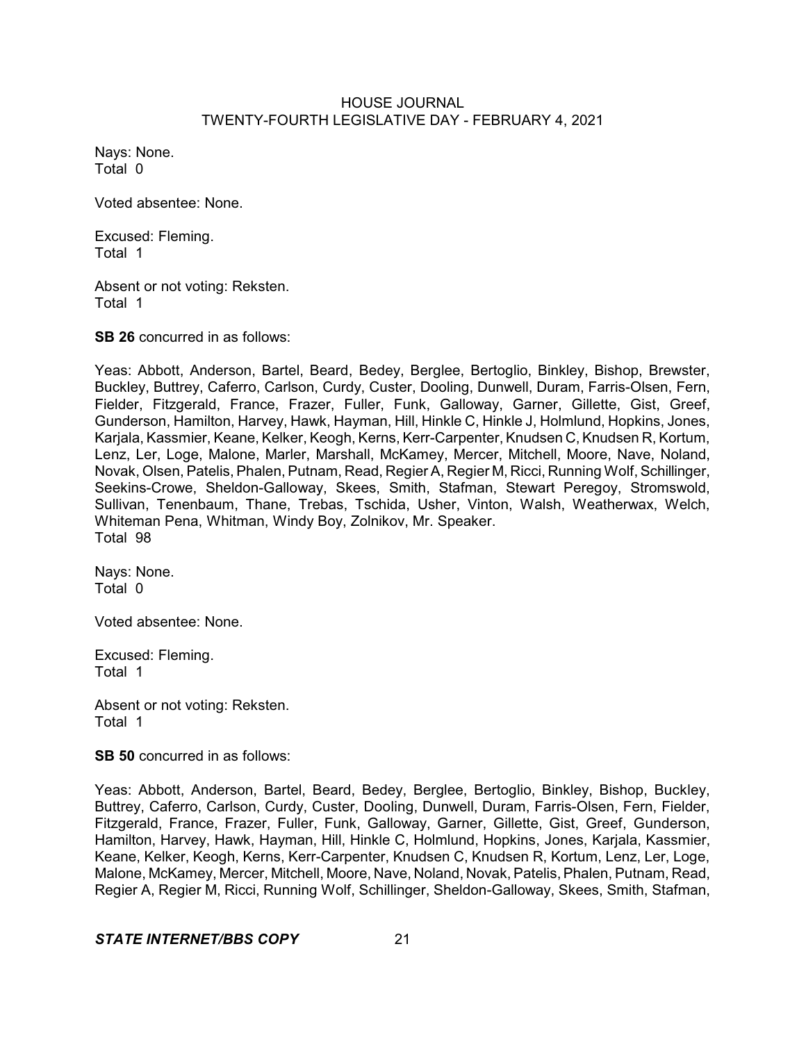Nays: None.
Total 0

Voted absentee: None.

Excused: Fleming.
Total 1

Absent or not voting: Reksten.
Total 1

**SB 26** concurred in as follows:

Yeas: Abbott, Anderson, Bartel, Beard, Bedey, Berglee, Bertoglio, Binkley, Bishop, Brewster, Buckley, Buttrey, Caferro, Carlson, Curdy, Custer, Dooling, Dunwell, Duram, Farris-Olsen, Fern, Fielder, Fitzgerald, France, Frazer, Fuller, Funk, Galloway, Garner, Gillette, Gist, Greef, Gunderson, Hamilton, Harvey, Hawk, Hayman, Hill, Hinkle C, Hinkle J, Holmlund, Hopkins, Jones, Karjala, Kassmier, Keane, Kelker, Keogh, Kerns, Kerr-Carpenter, Knudsen C, Knudsen R, Kortum, Lenz, Ler, Loge, Malone, Marler, Marshall, McKamey, Mercer, Mitchell, Moore, Nave, Noland, Novak, Olsen, Patelis, Phalen, Putnam, Read, Regier A, Regier M, Ricci, Running Wolf, Schillinger, Seekins-Crowe, Sheldon-Galloway, Skees, Smith, Stafman, Stewart Peregoy, Stromswold, Sullivan, Tenenbaum, Thane, Trebas, Tschida, Usher, Vinton, Walsh, Weatherwax, Welch, Whiteman Pena, Whitman, Windy Boy, Zolnikov, Mr. Speaker.
Total 98

Nays: None.
Total 0

Voted absentee: None.

Excused: Fleming.
Total 1

Absent or not voting: Reksten.
Total 1

**SB 50** concurred in as follows:

Yeas: Abbott, Anderson, Bartel, Beard, Bedey, Berglee, Bertoglio, Binkley, Bishop, Buckley, Buttrey, Caferro, Carlson, Curdy, Custer, Dooling, Dunwell, Duram, Farris-Olsen, Fern, Fielder, Fitzgerald, France, Frazer, Fuller, Funk, Galloway, Garner, Gillette, Gist, Greef, Gunderson, Hamilton, Harvey, Hawk, Hayman, Hill, Hinkle C, Holmlund, Hopkins, Jones, Karjala, Kassmier, Keane, Kelker, Keogh, Kerns, Kerr-Carpenter, Knudsen C, Knudsen R, Kortum, Lenz, Ler, Loge, Malone, McKamey, Mercer, Mitchell, Moore, Nave, Noland, Novak, Patelis, Phalen, Putnam, Read, Regier A, Regier M, Ricci, Running Wolf, Schillinger, Sheldon-Galloway, Skees, Smith, Stafman,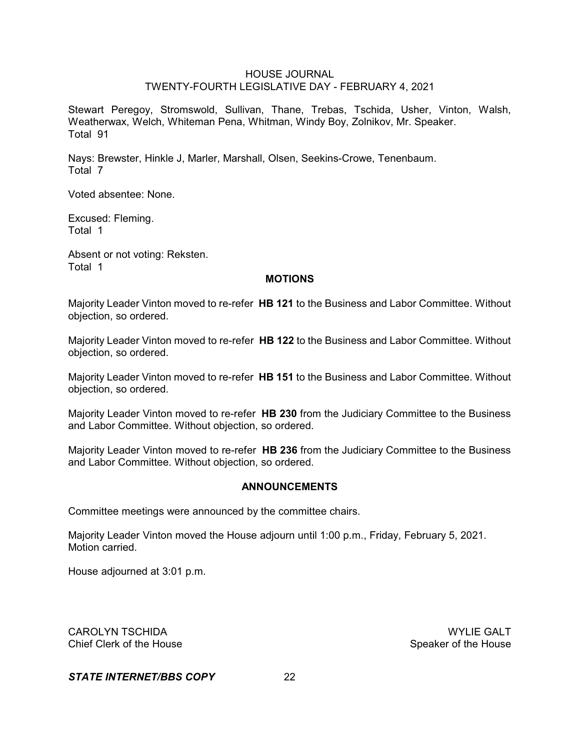Stewart Peregoy, Stromswold, Sullivan, Thane, Trebas, Tschida, Usher, Vinton, Walsh, Weatherwax, Welch, Whiteman Pena, Whitman, Windy Boy, Zolnikov, Mr. Speaker.
Total 91

Nays: Brewster, Hinkle J, Marler, Marshall, Olsen, Seekins-Crowe, Tenenbaum.
Total 7

Voted absentee: None.

Excused: Fleming.
Total 1

Absent or not voting: Reksten.
Total 1

## MOTIONS

Majority Leader Vinton moved to re-refer **HB 121** to the Business and Labor Committee. Without objection, so ordered.

Majority Leader Vinton moved to re-refer **HB 122** to the Business and Labor Committee. Without objection, so ordered.

Majority Leader Vinton moved to re-refer **HB 151** to the Business and Labor Committee. Without objection, so ordered.

Majority Leader Vinton moved to re-refer **HB 230** from the Judiciary Committee to the Business and Labor Committee. Without objection, so ordered.

Majority Leader Vinton moved to re-refer **HB 236** from the Judiciary Committee to the Business and Labor Committee. Without objection, so ordered.

## ANNOUNCEMENTS

Committee meetings were announced by the committee chairs.

Majority Leader Vinton moved the House adjourn until 1:00 p.m., Friday, February 5, 2021. Motion carried.

House adjourned at 3:01 p.m.

CAROLYN TSCHIDA
Chief Clerk of the House

WYLIE GALT
Speaker of the House